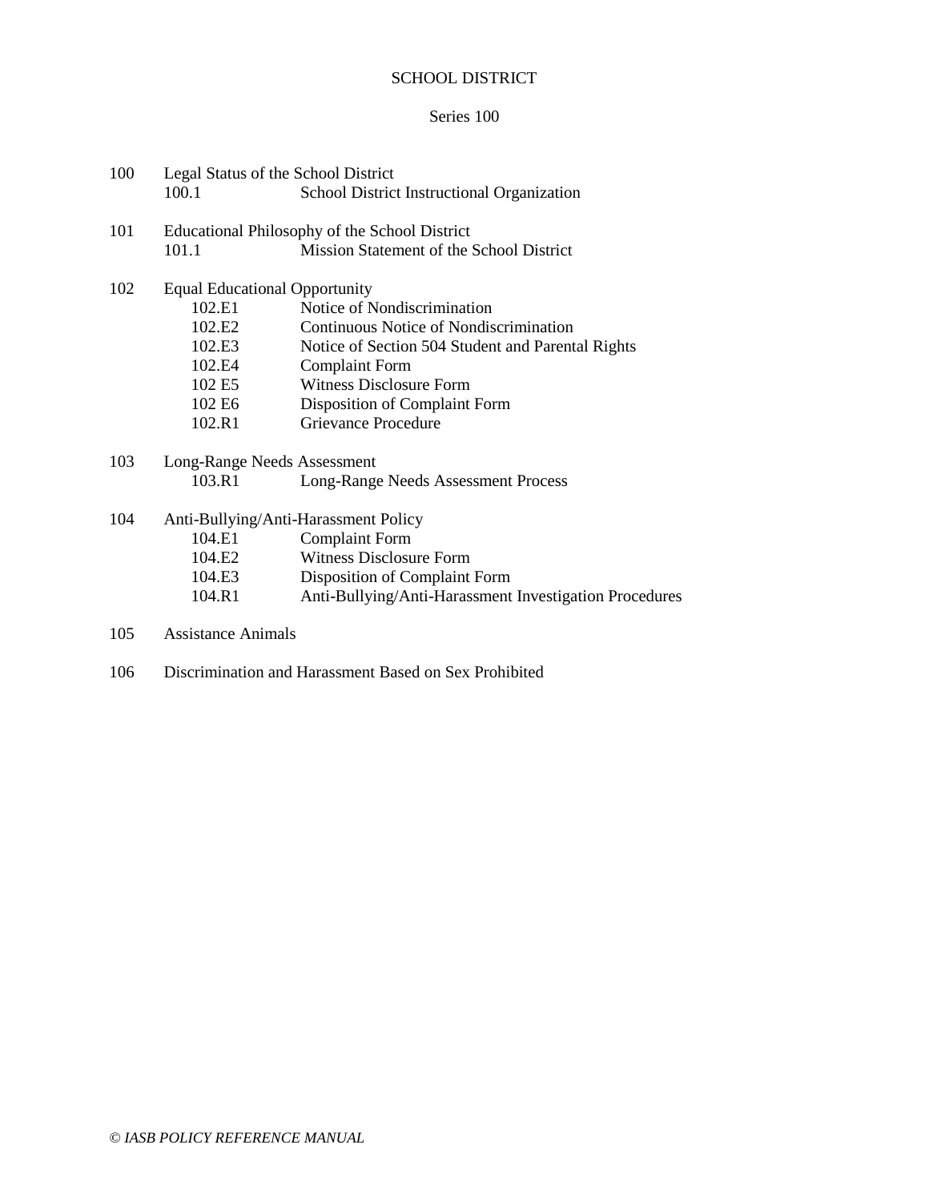# SCHOOL DISTRICT

## Series 100

100 Legal Status of the School District
- 100.1 School District Instructional Organization

101 Educational Philosophy of the School District
- 101.1 Mission Statement of the School District

102 Equal Educational Opportunity
- 102.E1 Notice of Nondiscrimination
- 102.E2 Continuous Notice of Nondiscrimination
- 102.E3 Notice of Section 504 Student and Parental Rights
- 102.E4 Complaint Form
- 102 E5 Witness Disclosure Form
- 102 E6 Disposition of Complaint Form
- 102.R1 Grievance Procedure

103 Long-Range Needs Assessment
- 103.R1 Long-Range Needs Assessment Process

104 Anti-Bullying/Anti-Harassment Policy
- 104.E1 Complaint Form
- 104.E2 Witness Disclosure Form
- 104.E3 Disposition of Complaint Form
- 104.R1 Anti-Bullying/Anti-Harassment Investigation Procedures

105 Assistance Animals

106 Discrimination and Harassment Based on Sex Prohibited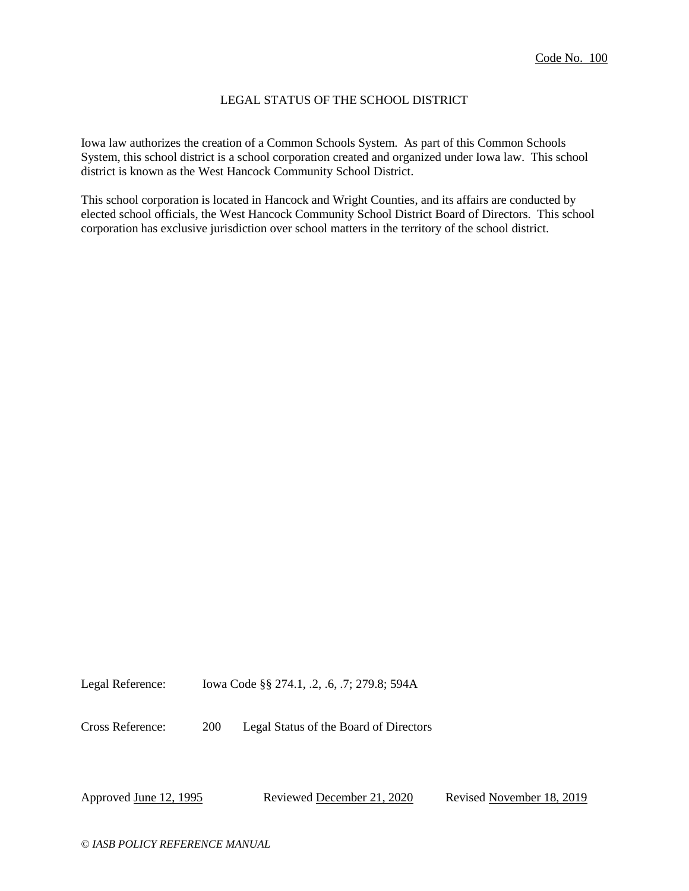Code No. 100

# LEGAL STATUS OF THE SCHOOL DISTRICT

Iowa law authorizes the creation of a Common Schools System. As part of this Common Schools System, this school district is a school corporation created and organized under Iowa law. This school district is known as the West Hancock Community School District.

This school corporation is located in Hancock and Wright Counties, and its affairs are conducted by elected school officials, the West Hancock Community School District Board of Directors. This school corporation has exclusive jurisdiction over school matters in the territory of the school district.

Legal Reference: Iowa Code §§ 274.1, .2, .6, .7; 279.8; 594A

Cross Reference: 200 Legal Status of the Board of Directors

Approved June 12, 1995 Reviewed December 21, 2020 Revised November 18, 2019

*© IASB POLICY REFERENCE MANUAL*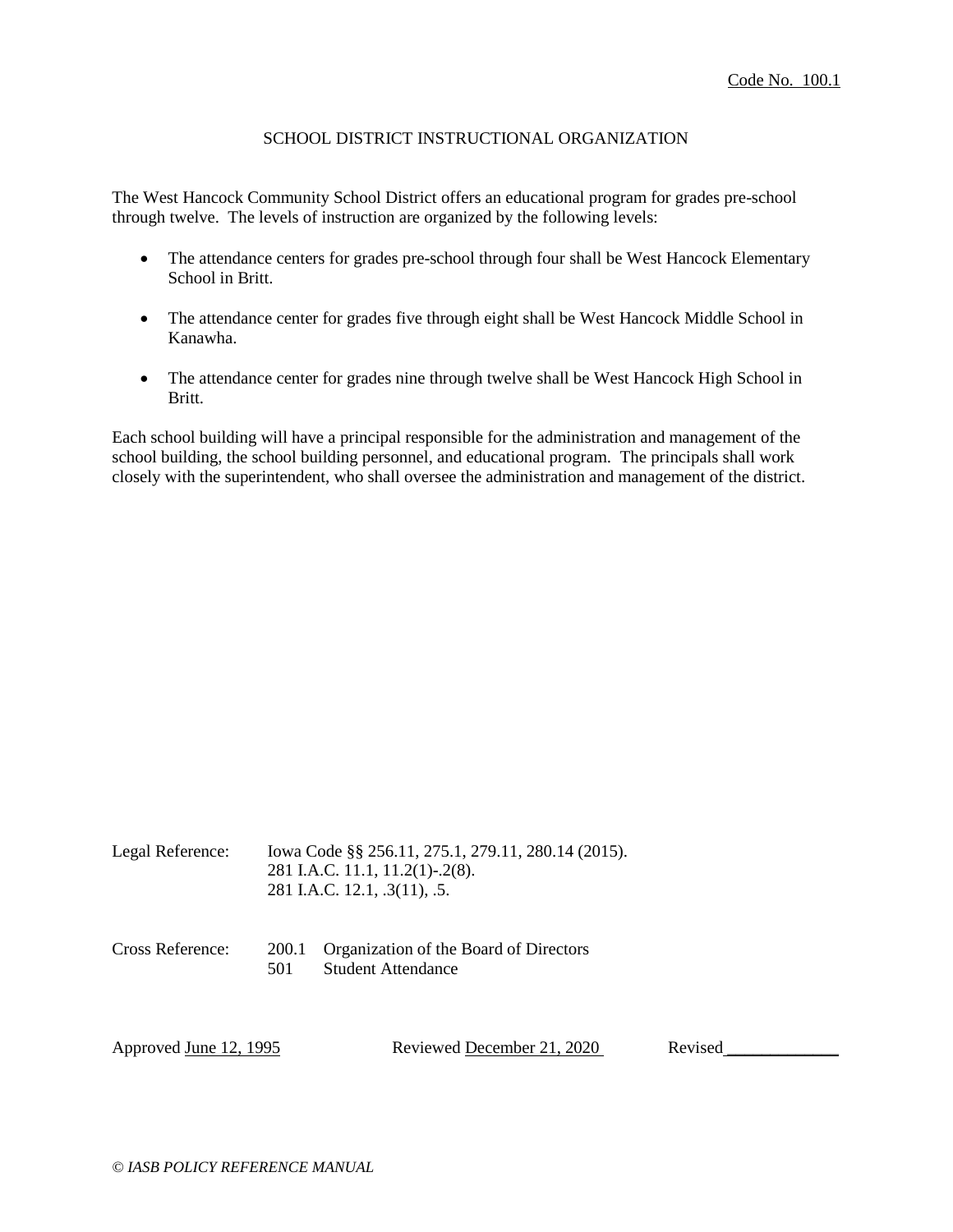Code No. 100.1

# SCHOOL DISTRICT INSTRUCTIONAL ORGANIZATION

The West Hancock Community School District offers an educational program for grades pre-school through twelve. The levels of instruction are organized by the following levels:

- The attendance centers for grades pre-school through four shall be West Hancock Elementary School in Britt.
- The attendance center for grades five through eight shall be West Hancock Middle School in Kanawha.
- The attendance center for grades nine through twelve shall be West Hancock High School in Britt.

Each school building will have a principal responsible for the administration and management of the school building, the school building personnel, and educational program. The principals shall work closely with the superintendent, who shall oversee the administration and management of the district.

Legal Reference: Iowa Code §§ 256.11, 275.1, 279.11, 280.14 (2015).
281 I.A.C. 11.1, 11.2(1)-.2(8).
281 I.A.C. 12.1, .3(11), .5.

Cross Reference: 200.1 Organization of the Board of Directors
501 Student Attendance

Approved June 12, 1995 Reviewed December 21, 2020 Revised ____________

*© IASB POLICY REFERENCE MANUAL*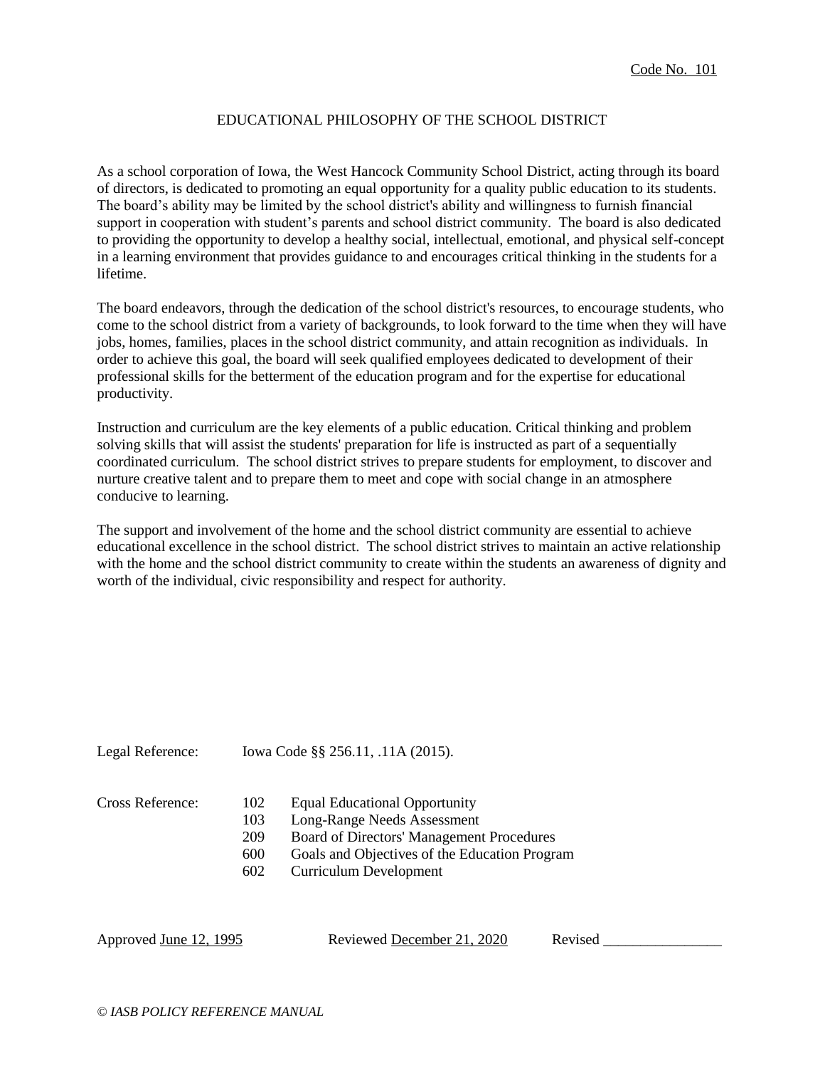Code No. 101

# EDUCATIONAL PHILOSOPHY OF THE SCHOOL DISTRICT

As a school corporation of Iowa, the West Hancock Community School District, acting through its board of directors, is dedicated to promoting an equal opportunity for a quality public education to its students. The board's ability may be limited by the school district's ability and willingness to furnish financial support in cooperation with student's parents and school district community. The board is also dedicated to providing the opportunity to develop a healthy social, intellectual, emotional, and physical self-concept in a learning environment that provides guidance to and encourages critical thinking in the students for a lifetime.

The board endeavors, through the dedication of the school district's resources, to encourage students, who come to the school district from a variety of backgrounds, to look forward to the time when they will have jobs, homes, families, places in the school district community, and attain recognition as individuals. In order to achieve this goal, the board will seek qualified employees dedicated to development of their professional skills for the betterment of the education program and for the expertise for educational productivity.

Instruction and curriculum are the key elements of a public education. Critical thinking and problem solving skills that will assist the students' preparation for life is instructed as part of a sequentially coordinated curriculum. The school district strives to prepare students for employment, to discover and nurture creative talent and to prepare them to meet and cope with social change in an atmosphere conducive to learning.

The support and involvement of the home and the school district community are essential to achieve educational excellence in the school district. The school district strives to maintain an active relationship with the home and the school district community to create within the students an awareness of dignity and worth of the individual, civic responsibility and respect for authority.

Legal Reference: Iowa Code §§ 256.11, .11A (2015).

Cross Reference:
- 102 Equal Educational Opportunity
- 103 Long-Range Needs Assessment
- 209 Board of Directors' Management Procedures
- 600 Goals and Objectives of the Education Program
- 602 Curriculum Development

Approved June 12, 1995 Reviewed December 21, 2020 Revised ________________

*© IASB POLICY REFERENCE MANUAL*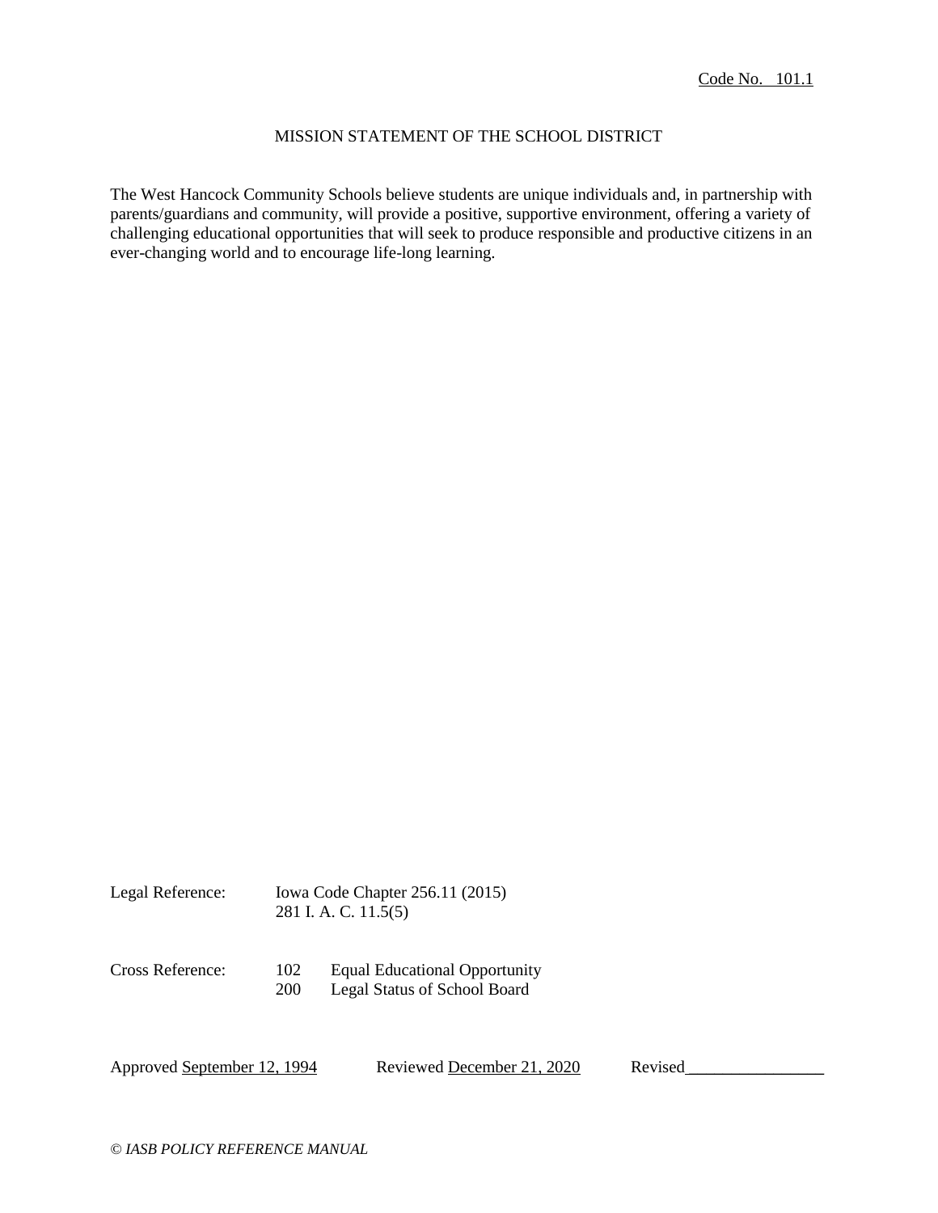Code No. 101.1

# MISSION STATEMENT OF THE SCHOOL DISTRICT

The West Hancock Community Schools believe students are unique individuals and, in partnership with parents/guardians and community, will provide a positive, supportive environment, offering a variety of challenging educational opportunities that will seek to produce responsible and productive citizens in an ever-changing world and to encourage life-long learning.

Legal Reference: Iowa Code Chapter 256.11 (2015)
281 I. A. C. 11.5(5)

Cross Reference: 102 Equal Educational Opportunity
200 Legal Status of School Board

Approved September 12, 1994 Reviewed December 21, 2020 Revised________________

*© IASB POLICY REFERENCE MANUAL*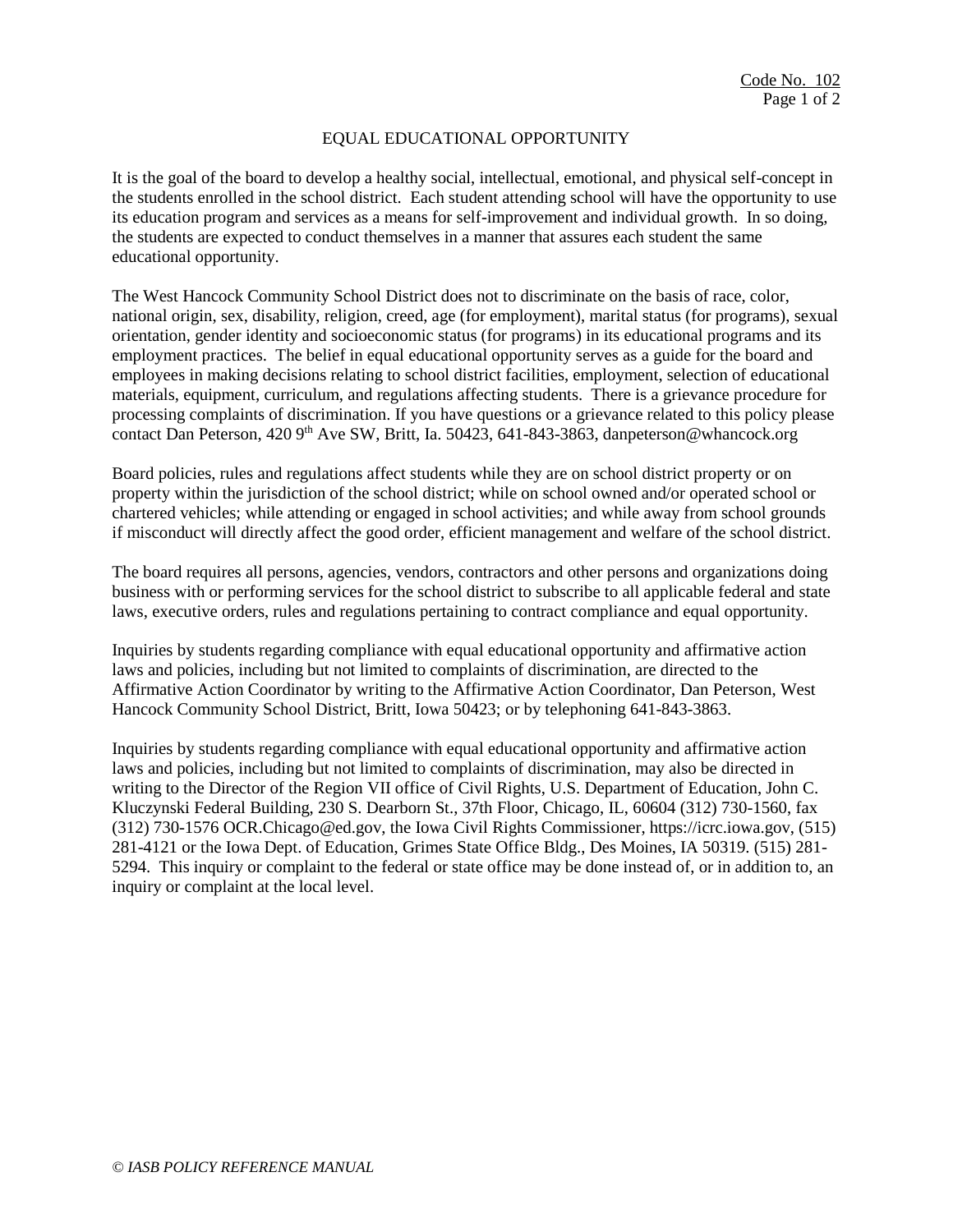Code No. 102

# EQUAL EDUCATIONAL OPPORTUNITY

It is the goal of the board to develop a healthy social, intellectual, emotional, and physical self-concept in the students enrolled in the school district. Each student attending school will have the opportunity to use its education program and services as a means for self-improvement and individual growth. In so doing, the students are expected to conduct themselves in a manner that assures each student the same educational opportunity.

The West Hancock Community School District does not to discriminate on the basis of race, color, national origin, sex, disability, religion, creed, age (for employment), marital status (for programs), sexual orientation, gender identity and socioeconomic status (for programs) in its educational programs and its employment practices. The belief in equal educational opportunity serves as a guide for the board and employees in making decisions relating to school district facilities, employment, selection of educational materials, equipment, curriculum, and regulations affecting students. There is a grievance procedure for processing complaints of discrimination. If you have questions or a grievance related to this policy please contact Dan Peterson, 420 9th Ave SW, Britt, Ia. 50423, 641-843-3863, danpeterson@whancock.org

Board policies, rules and regulations affect students while they are on school district property or on property within the jurisdiction of the school district; while on school owned and/or operated school or chartered vehicles; while attending or engaged in school activities; and while away from school grounds if misconduct will directly affect the good order, efficient management and welfare of the school district.

The board requires all persons, agencies, vendors, contractors and other persons and organizations doing business with or performing services for the school district to subscribe to all applicable federal and state laws, executive orders, rules and regulations pertaining to contract compliance and equal opportunity.

Inquiries by students regarding compliance with equal educational opportunity and affirmative action laws and policies, including but not limited to complaints of discrimination, are directed to the Affirmative Action Coordinator by writing to the Affirmative Action Coordinator, Dan Peterson, West Hancock Community School District, Britt, Iowa 50423; or by telephoning 641-843-3863.

Inquiries by students regarding compliance with equal educational opportunity and affirmative action laws and policies, including but not limited to complaints of discrimination, may also be directed in writing to the Director of the Region VII office of Civil Rights, U.S. Department of Education, John C. Kluczynski Federal Building, 230 S. Dearborn St., 37th Floor, Chicago, IL, 60604 (312) 730-1560, fax (312) 730-1576 OCR.Chicago@ed.gov, the Iowa Civil Rights Commissioner, https://icrc.iowa.gov, (515) 281-4121 or the Iowa Dept. of Education, Grimes State Office Bldg., Des Moines, IA 50319. (515) 281-5294. This inquiry or complaint to the federal or state office may be done instead of, or in addition to, an inquiry or complaint at the local level.

*© IASB POLICY REFERENCE MANUAL*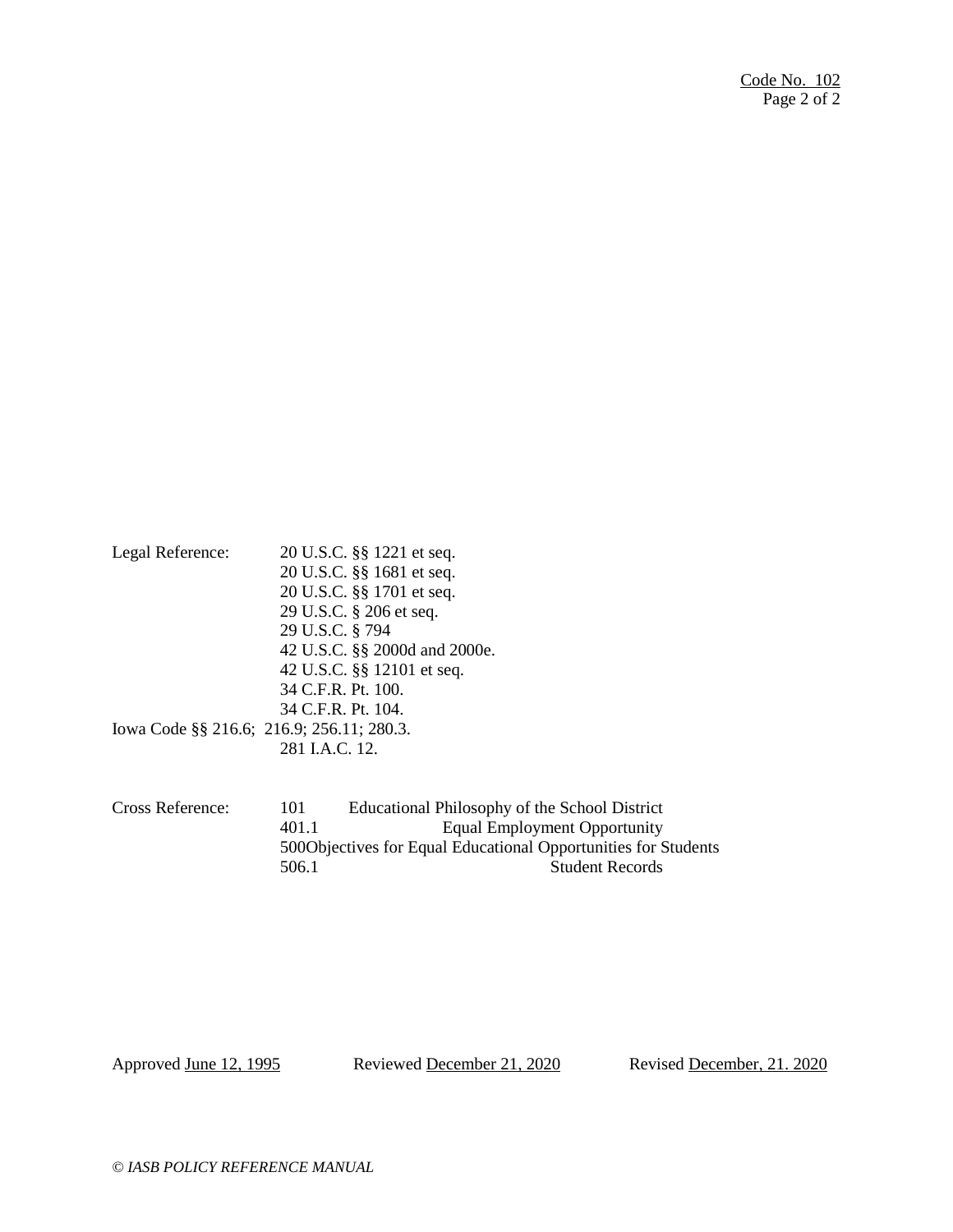Legal Reference: 20 U.S.C. §§ 1221 et seq.
20 U.S.C. §§ 1681 et seq.
20 U.S.C. §§ 1701 et seq.
29 U.S.C. § 206 et seq.
29 U.S.C. § 794
42 U.S.C. §§ 2000d and 2000e.
42 U.S.C. §§ 12101 et seq.
34 C.F.R. Pt. 100.
34 C.F.R. Pt. 104.
Iowa Code §§ 216.6; 216.9; 256.11; 280.3.
281 I.A.C. 12.

Cross Reference:

| | |
|---|---|
| 101 | Educational Philosophy of the School District |
| 401.1 | Equal Employment Opportunity |
| 500 | Objectives for Equal Educational Opportunities for Students |
| 506.1 | Student Records |

Approved June 12, 1995 Reviewed December 21, 2020 Revised December, 21. 2020

*© IASB POLICY REFERENCE MANUAL*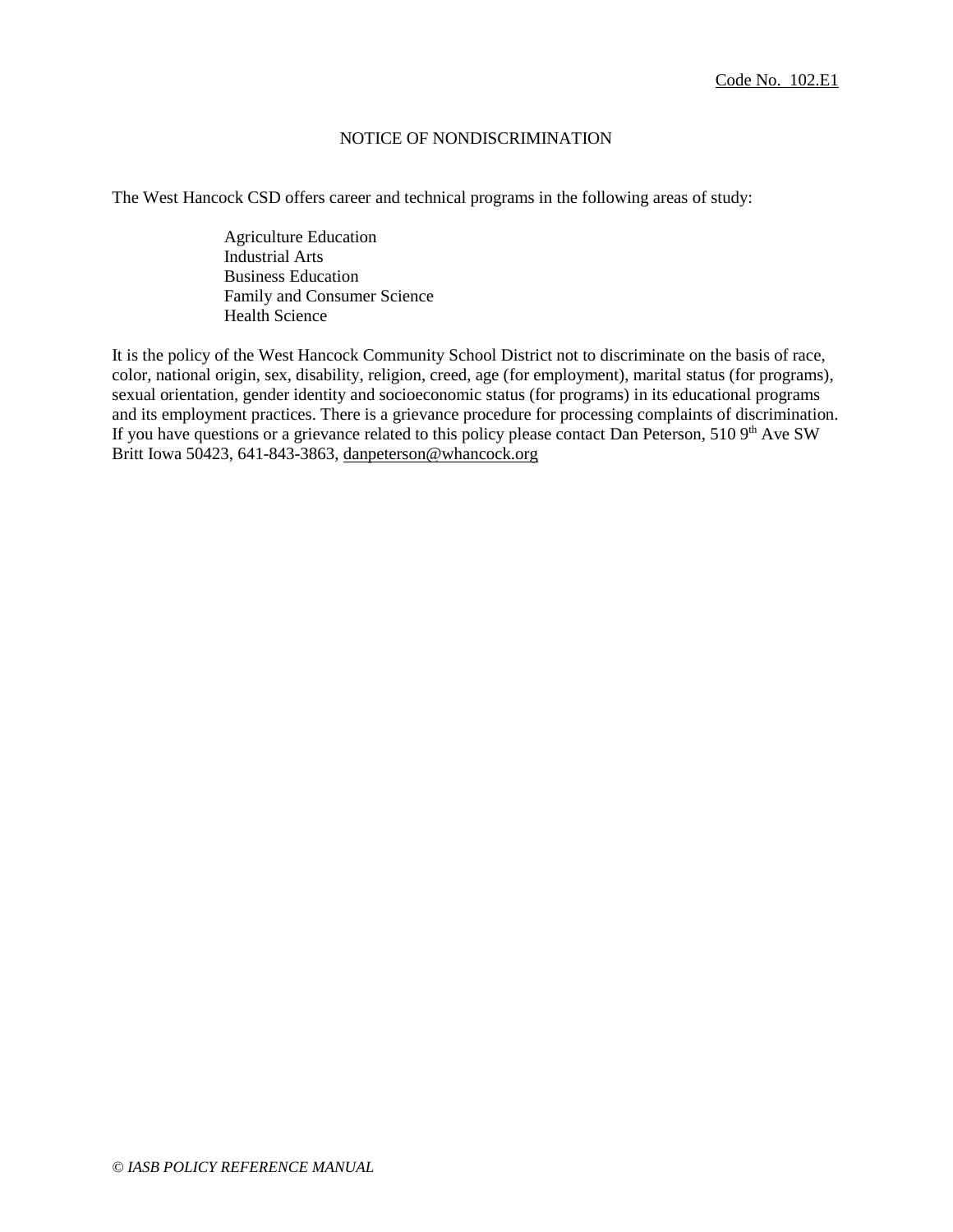Code No. 102.E1

# NOTICE OF NONDISCRIMINATION

The West Hancock CSD offers career and technical programs in the following areas of study:

- Agriculture Education
- Industrial Arts
- Business Education
- Family and Consumer Science
- Health Science

It is the policy of the West Hancock Community School District not to discriminate on the basis of race, color, national origin, sex, disability, religion, creed, age (for employment), marital status (for programs), sexual orientation, gender identity and socioeconomic status (for programs) in its educational programs and its employment practices. There is a grievance procedure for processing complaints of discrimination. If you have questions or a grievance related to this policy please contact Dan Peterson, 510 9th Ave SW Britt Iowa 50423, 641-843-3863, danpeterson@whancock.org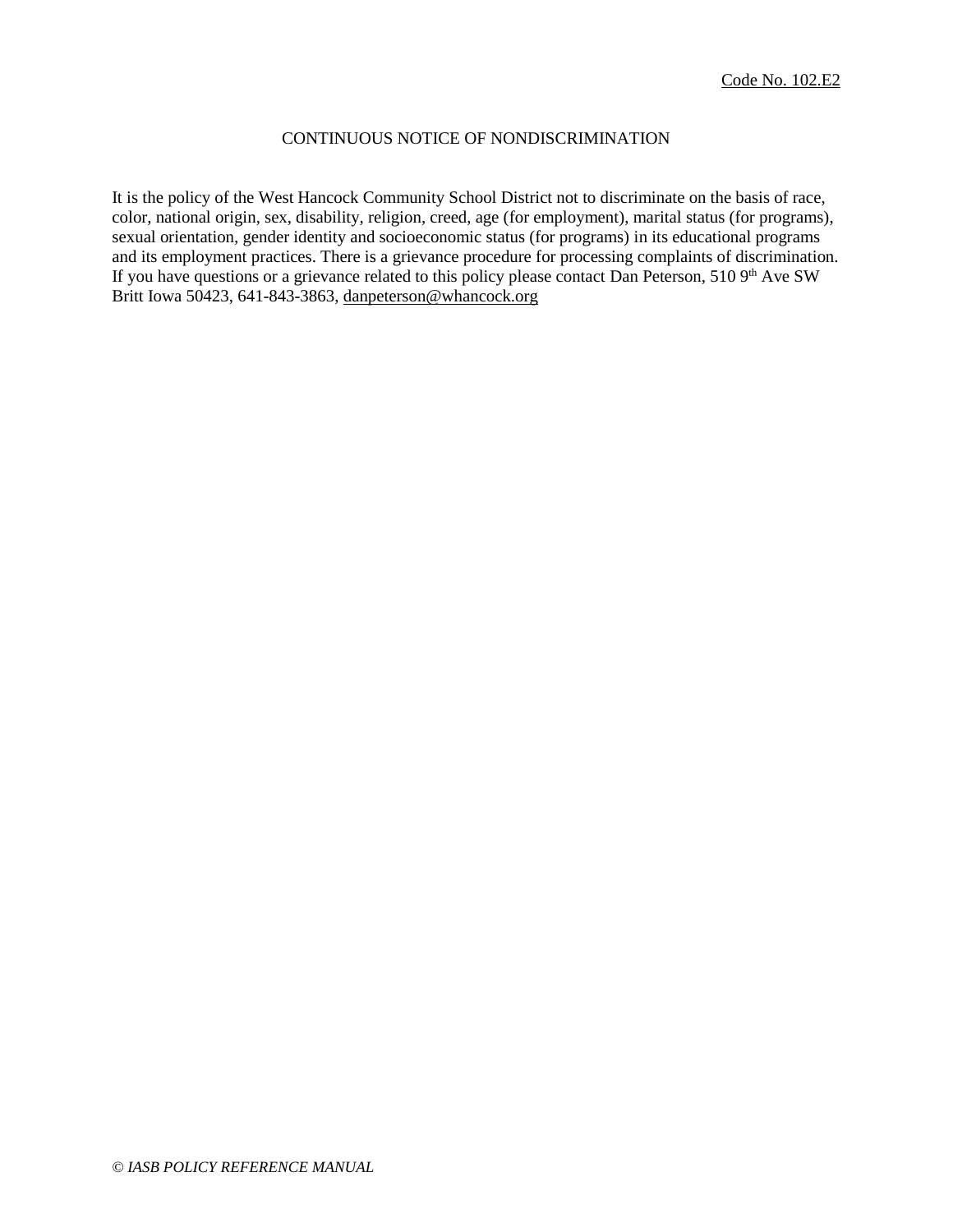Code No. 102.E2

# CONTINUOUS NOTICE OF NONDISCRIMINATION

It is the policy of the West Hancock Community School District not to discriminate on the basis of race, color, national origin, sex, disability, religion, creed, age (for employment), marital status (for programs), sexual orientation, gender identity and socioeconomic status (for programs) in its educational programs and its employment practices. There is a grievance procedure for processing complaints of discrimination. If you have questions or a grievance related to this policy please contact Dan Peterson, 510 9th Ave SW Britt Iowa 50423, 641-843-3863, danpeterson@whancock.org

*© IASB POLICY REFERENCE MANUAL*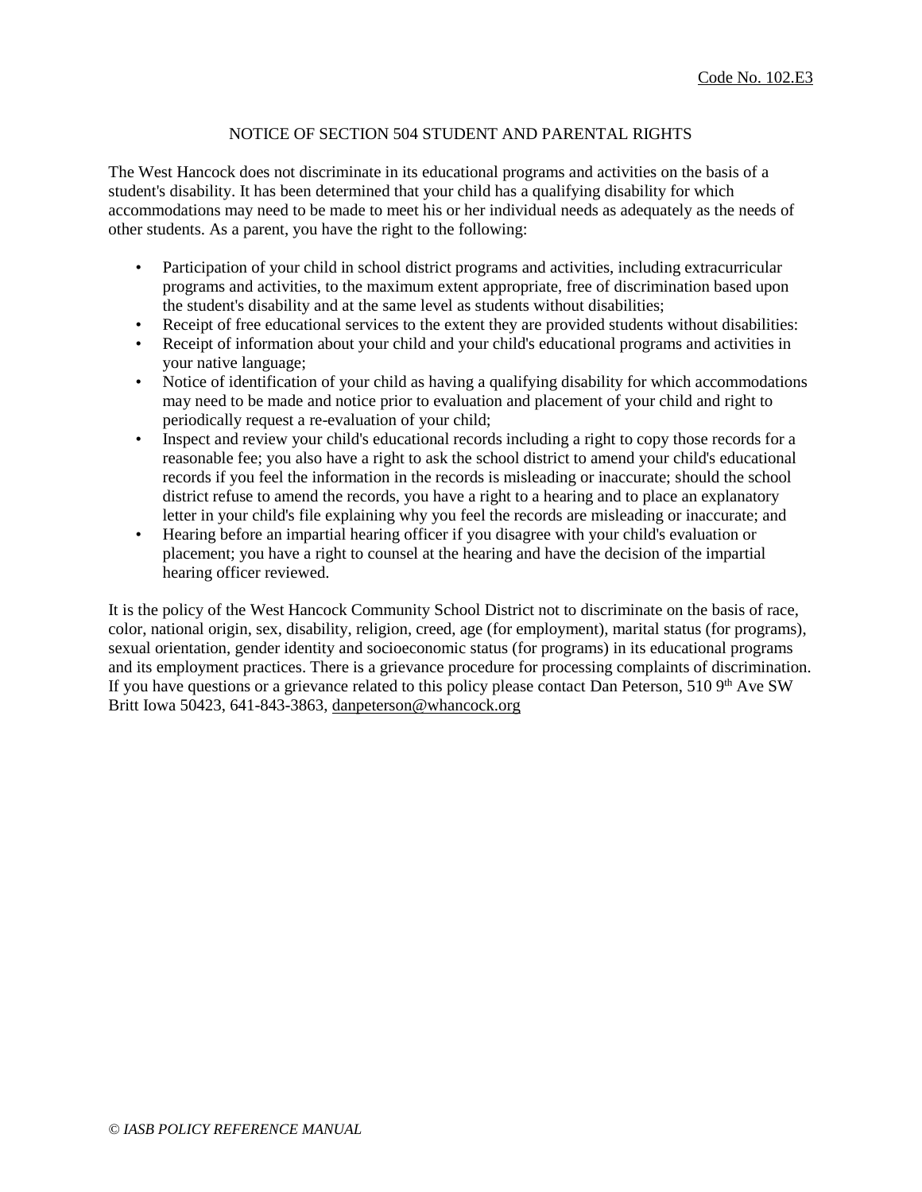Code No. 102.E3

## NOTICE OF SECTION 504 STUDENT AND PARENTAL RIGHTS

The West Hancock does not discriminate in its educational programs and activities on the basis of a student's disability. It has been determined that your child has a qualifying disability for which accommodations may need to be made to meet his or her individual needs as adequately as the needs of other students. As a parent, you have the right to the following:

- Participation of your child in school district programs and activities, including extracurricular programs and activities, to the maximum extent appropriate, free of discrimination based upon the student's disability and at the same level as students without disabilities;
- Receipt of free educational services to the extent they are provided students without disabilities:
- Receipt of information about your child and your child's educational programs and activities in your native language;
- Notice of identification of your child as having a qualifying disability for which accommodations may need to be made and notice prior to evaluation and placement of your child and right to periodically request a re-evaluation of your child;
- Inspect and review your child's educational records including a right to copy those records for a reasonable fee; you also have a right to ask the school district to amend your child's educational records if you feel the information in the records is misleading or inaccurate; should the school district refuse to amend the records, you have a right to a hearing and to place an explanatory letter in your child's file explaining why you feel the records are misleading or inaccurate; and
- Hearing before an impartial hearing officer if you disagree with your child's evaluation or placement; you have a right to counsel at the hearing and have the decision of the impartial hearing officer reviewed.

It is the policy of the West Hancock Community School District not to discriminate on the basis of race, color, national origin, sex, disability, religion, creed, age (for employment), marital status (for programs), sexual orientation, gender identity and socioeconomic status (for programs) in its educational programs and its employment practices. There is a grievance procedure for processing complaints of discrimination. If you have questions or a grievance related to this policy please contact Dan Peterson, 510 9th Ave SW Britt Iowa 50423, 641-843-3863, danpeterson@whancock.org

*© IASB POLICY REFERENCE MANUAL*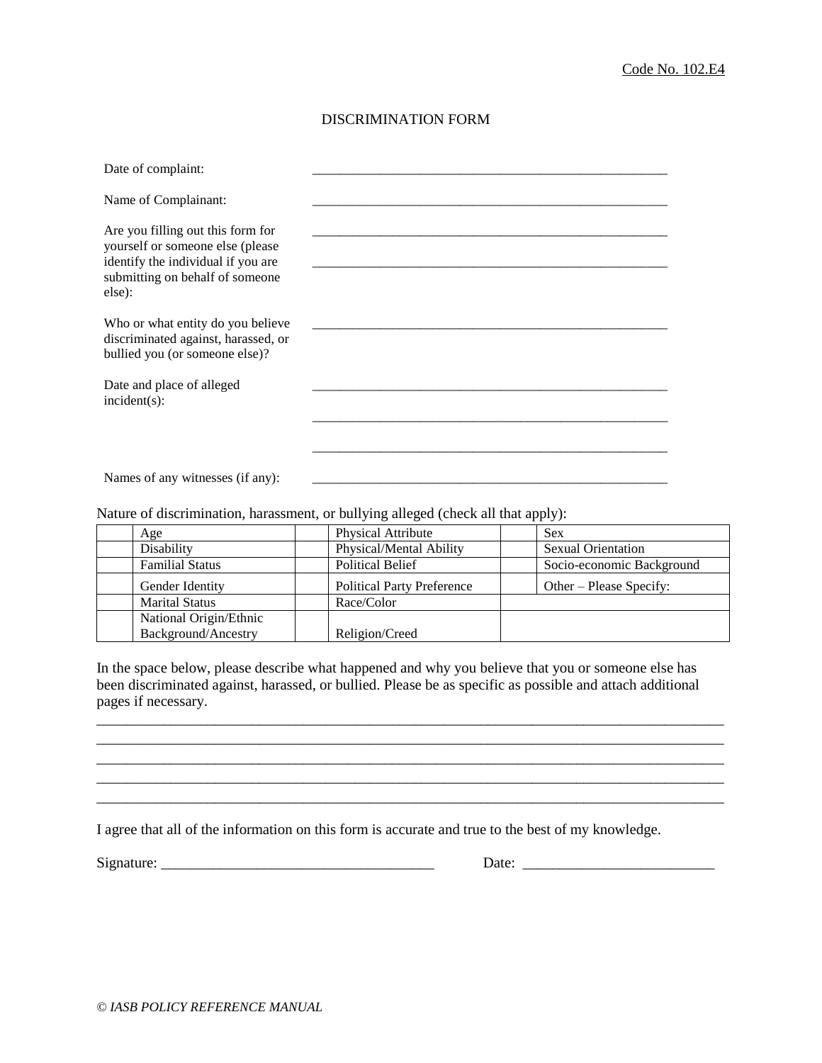Code No. 102.E4

# DISCRIMINATION FORM

Date of complaint: ______________________________________________________

Name of Complainant: ______________________________________________________

Are you filling out this form for yourself or someone else (please identify the individual if you are submitting on behalf of someone else): ______________________________________________________

______________________________________________________

Who or what entity do you believe discriminated against, harassed, or bullied you (or someone else)? ______________________________________________________

Date and place of alleged incident(s): ______________________________________________________

______________________________________________________

______________________________________________________

Names of any witnesses (if any): ______________________________________________________

Nature of discrimination, harassment, or bullying alleged (check all that apply):

| | | | | | |
|---|---|---|---|---|---|
| | Age | | Physical Attribute | | Sex |
| | Disability | | Physical/Mental Ability | | Sexual Orientation |
| | Familial Status | | Political Belief | | Socio-economic Background |
| | Gender Identity | | Political Party Preference | | Other – Please Specify: |
| | Marital Status | | Race/Color | | |
| | National Origin/Ethnic Background/Ancestry | | Religion/Creed | | |

In the space below, please describe what happened and why you believe that you or someone else has been discriminated against, harassed, or bullied. Please be as specific as possible and attach additional pages if necessary.

______________________________________________________________________________________

______________________________________________________________________________________

______________________________________________________________________________________

______________________________________________________________________________________

______________________________________________________________________________________

I agree that all of the information on this form is accurate and true to the best of my knowledge.

Signature: ____________________________________ Date: _________________________

*© IASB POLICY REFERENCE MANUAL*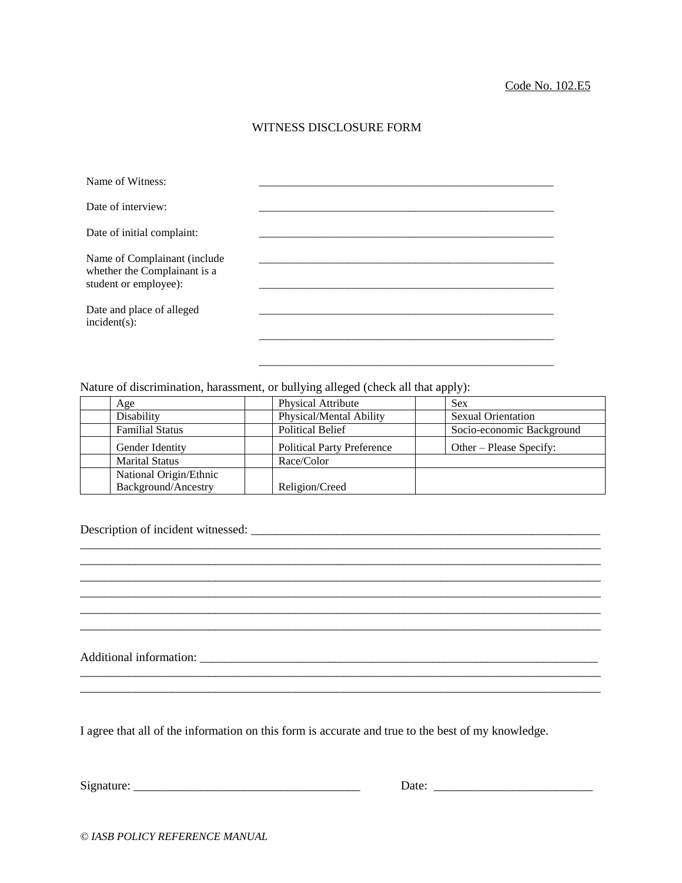Code No. 102.E5

# WITNESS DISCLOSURE FORM

Name of Witness: ____________________________________________________

Date of interview: ____________________________________________________

Date of initial complaint: ____________________________________________________

Name of Complainant (include whether the Complainant is a student or employee): ____________________________________________________
____________________________________________________

Date and place of alleged incident(s): ____________________________________________________
____________________________________________________
____________________________________________________

Nature of discrimination, harassment, or bullying alleged (check all that apply):

| | | | | | |
|---|---|---|---|---|---|
| | Age | | Physical Attribute | | Sex |
| | Disability | | Physical/Mental Ability | | Sexual Orientation |
| | Familial Status | | Political Belief | | Socio-economic Background |
| | Gender Identity | | Political Party Preference | | Other – Please Specify: |
| | Marital Status | | Race/Color | | |
| | National Origin/Ethnic Background/Ancestry | | Religion/Creed | | |

Description of incident witnessed: ________________________________________________________
______________________________________________________________________________________
______________________________________________________________________________________
______________________________________________________________________________________
______________________________________________________________________________________
______________________________________________________________________________________
______________________________________________________________________________________

Additional information: ______________________________________________________________
______________________________________________________________________________________
______________________________________________________________________________________

I agree that all of the information on this form is accurate and true to the best of my knowledge.

Signature: ____________________________________ Date: __________________________

*© IASB POLICY REFERENCE MANUAL*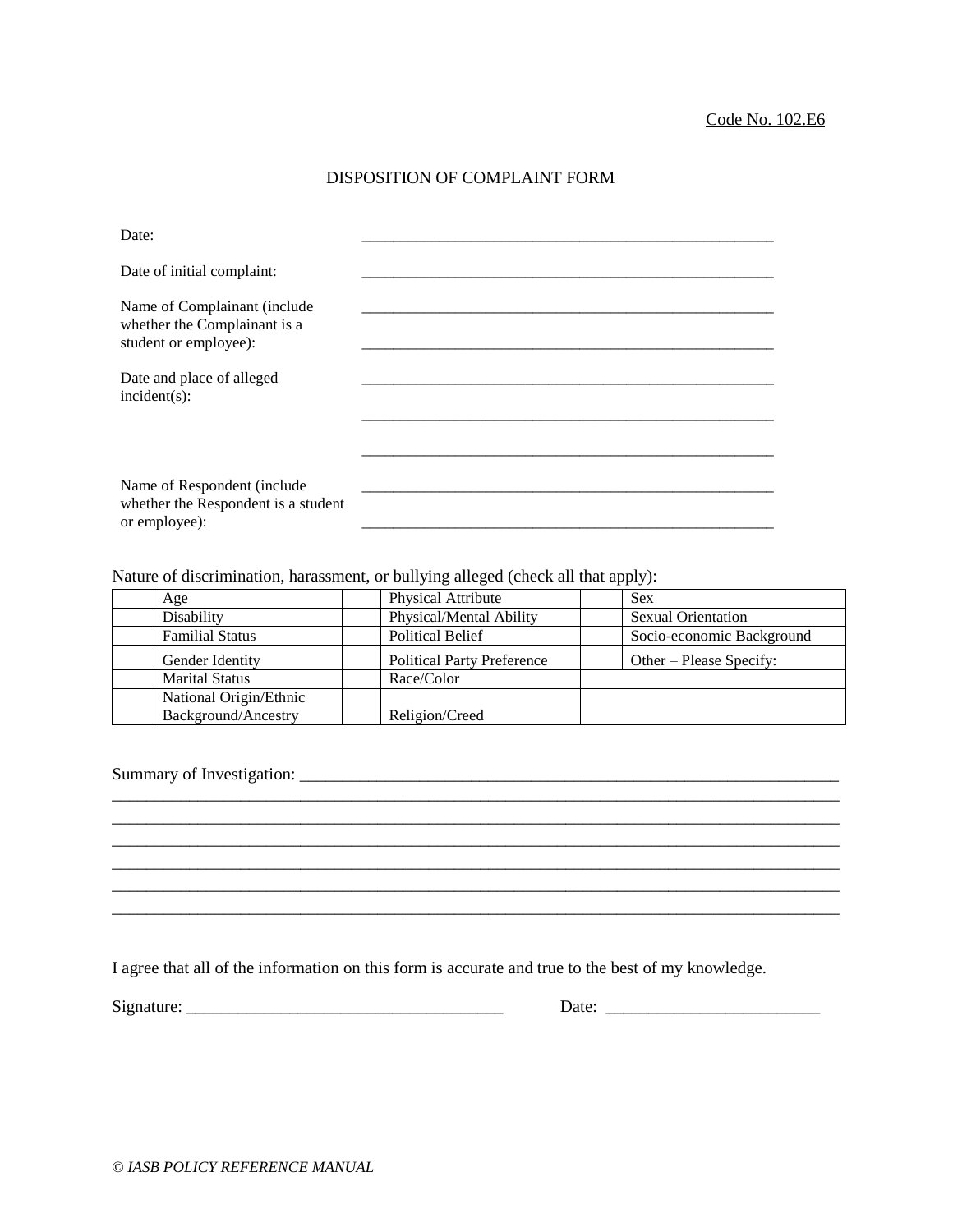Code No. 102.E6

# DISPOSITION OF COMPLAINT FORM

Date: _______________________________________________

Date of initial complaint: _______________________________________________

Name of Complainant (include whether the Complainant is a student or employee): _______________________________________________
_______________________________________________

Date and place of alleged incident(s): _______________________________________________
_______________________________________________
_______________________________________________

Name of Respondent (include whether the Respondent is a student or employee): _______________________________________________
_______________________________________________

Nature of discrimination, harassment, or bullying alleged (check all that apply):

| | | | | | |
|---|---|---|---|---|---|
| | Age | | Physical Attribute | | Sex |
| | Disability | | Physical/Mental Ability | | Sexual Orientation |
| | Familial Status | | Political Belief | | Socio-economic Background |
| | Gender Identity | | Political Party Preference | | Other – Please Specify: |
| | Marital Status | | Race/Color | | |
| | National Origin/Ethnic Background/Ancestry | | Religion/Creed | | |

Summary of Investigation: _______________________________________________
_______________________________________________
_______________________________________________
_______________________________________________
_______________________________________________
_______________________________________________
_______________________________________________

I agree that all of the information on this form is accurate and true to the best of my knowledge.

Signature: ____________________________________ Date: ________________________

*© IASB POLICY REFERENCE MANUAL*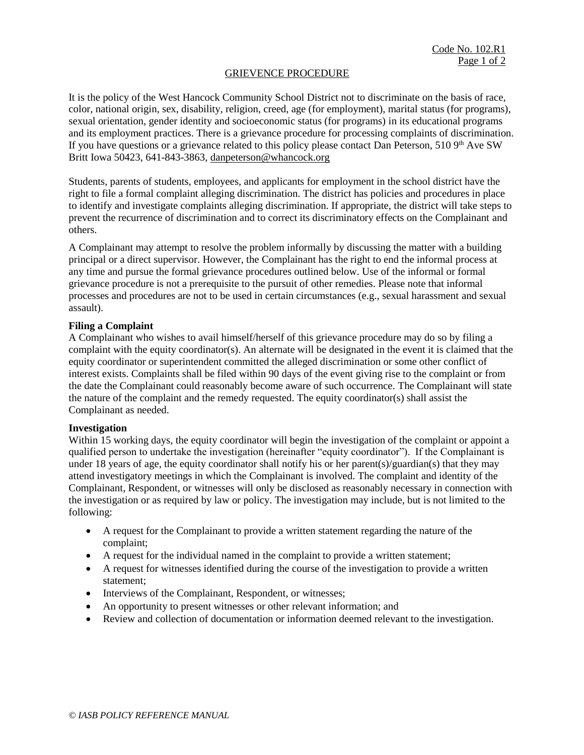Code No. 102.R1

## GRIEVENCE PROCEDURE

It is the policy of the West Hancock Community School District not to discriminate on the basis of race, color, national origin, sex, disability, religion, creed, age (for employment), marital status (for programs), sexual orientation, gender identity and socioeconomic status (for programs) in its educational programs and its employment practices. There is a grievance procedure for processing complaints of discrimination. If you have questions or a grievance related to this policy please contact Dan Peterson, 510 9th Ave SW Britt Iowa 50423, 641-843-3863, danpeterson@whancock.org

Students, parents of students, employees, and applicants for employment in the school district have the right to file a formal complaint alleging discrimination. The district has policies and procedures in place to identify and investigate complaints alleging discrimination. If appropriate, the district will take steps to prevent the recurrence of discrimination and to correct its discriminatory effects on the Complainant and others.

A Complainant may attempt to resolve the problem informally by discussing the matter with a building principal or a direct supervisor. However, the Complainant has the right to end the informal process at any time and pursue the formal grievance procedures outlined below. Use of the informal or formal grievance procedure is not a prerequisite to the pursuit of other remedies. Please note that informal processes and procedures are not to be used in certain circumstances (e.g., sexual harassment and sexual assault).

**Filing a Complaint**
A Complainant who wishes to avail himself/herself of this grievance procedure may do so by filing a complaint with the equity coordinator(s). An alternate will be designated in the event it is claimed that the equity coordinator or superintendent committed the alleged discrimination or some other conflict of interest exists. Complaints shall be filed within 90 days of the event giving rise to the complaint or from the date the Complainant could reasonably become aware of such occurrence. The Complainant will state the nature of the complaint and the remedy requested. The equity coordinator(s) shall assist the Complainant as needed.

**Investigation**
Within 15 working days, the equity coordinator will begin the investigation of the complaint or appoint a qualified person to undertake the investigation (hereinafter "equity coordinator"). If the Complainant is under 18 years of age, the equity coordinator shall notify his or her parent(s)/guardian(s) that they may attend investigatory meetings in which the Complainant is involved. The complaint and identity of the Complainant, Respondent, or witnesses will only be disclosed as reasonably necessary in connection with the investigation or as required by law or policy. The investigation may include, but is not limited to the following:

- A request for the Complainant to provide a written statement regarding the nature of the complaint;
- A request for the individual named in the complaint to provide a written statement;
- A request for witnesses identified during the course of the investigation to provide a written statement;
- Interviews of the Complainant, Respondent, or witnesses;
- An opportunity to present witnesses or other relevant information; and
- Review and collection of documentation or information deemed relevant to the investigation.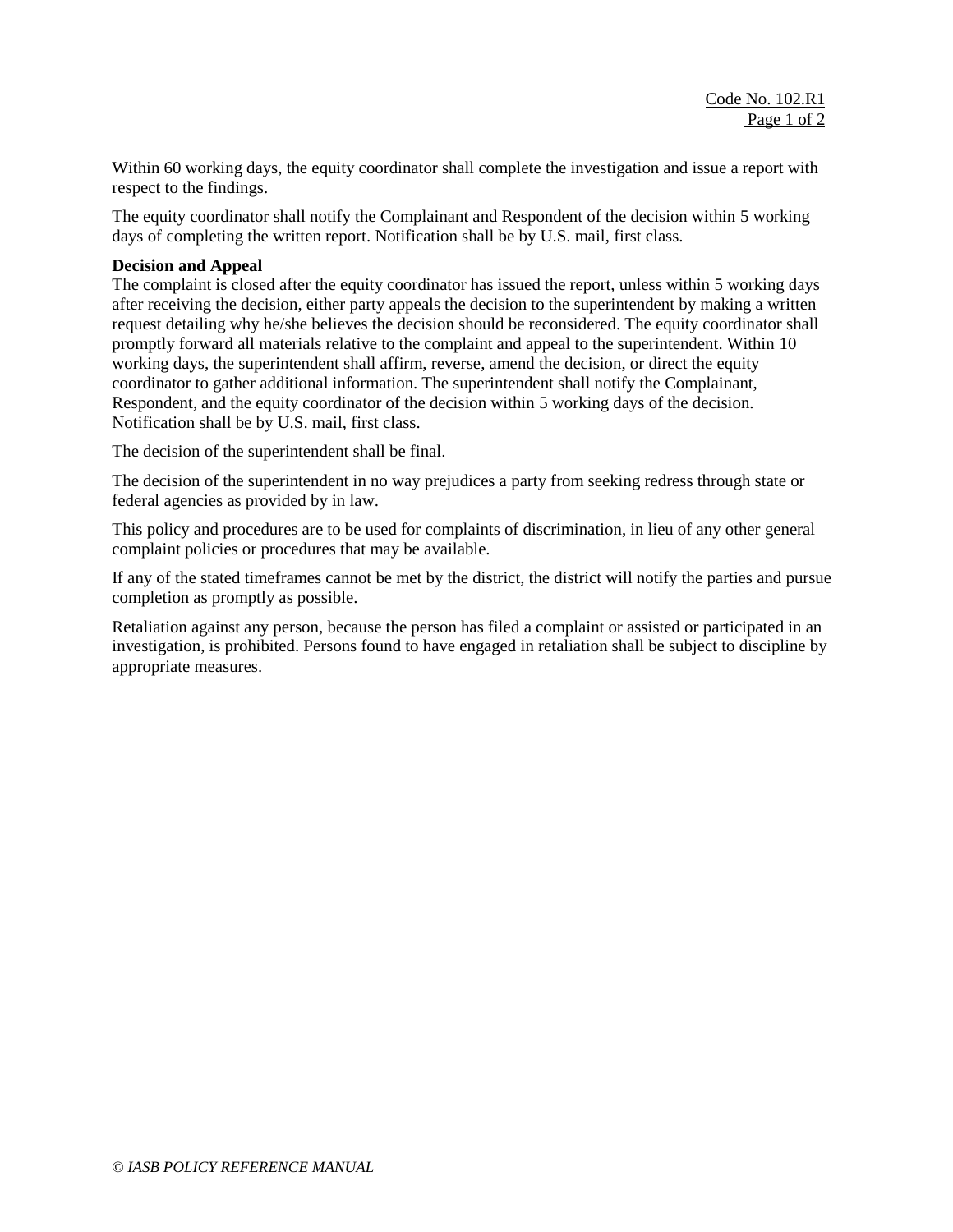Within 60 working days, the equity coordinator shall complete the investigation and issue a report with respect to the findings.

The equity coordinator shall notify the Complainant and Respondent of the decision within 5 working days of completing the written report. Notification shall be by U.S. mail, first class.

**Decision and Appeal**

The complaint is closed after the equity coordinator has issued the report, unless within 5 working days after receiving the decision, either party appeals the decision to the superintendent by making a written request detailing why he/she believes the decision should be reconsidered. The equity coordinator shall promptly forward all materials relative to the complaint and appeal to the superintendent. Within 10 working days, the superintendent shall affirm, reverse, amend the decision, or direct the equity coordinator to gather additional information. The superintendent shall notify the Complainant, Respondent, and the equity coordinator of the decision within 5 working days of the decision. Notification shall be by U.S. mail, first class.

The decision of the superintendent shall be final.

The decision of the superintendent in no way prejudices a party from seeking redress through state or federal agencies as provided by in law.

This policy and procedures are to be used for complaints of discrimination, in lieu of any other general complaint policies or procedures that may be available.

If any of the stated timeframes cannot be met by the district, the district will notify the parties and pursue completion as promptly as possible.

Retaliation against any person, because the person has filed a complaint or assisted or participated in an investigation, is prohibited. Persons found to have engaged in retaliation shall be subject to discipline by appropriate measures.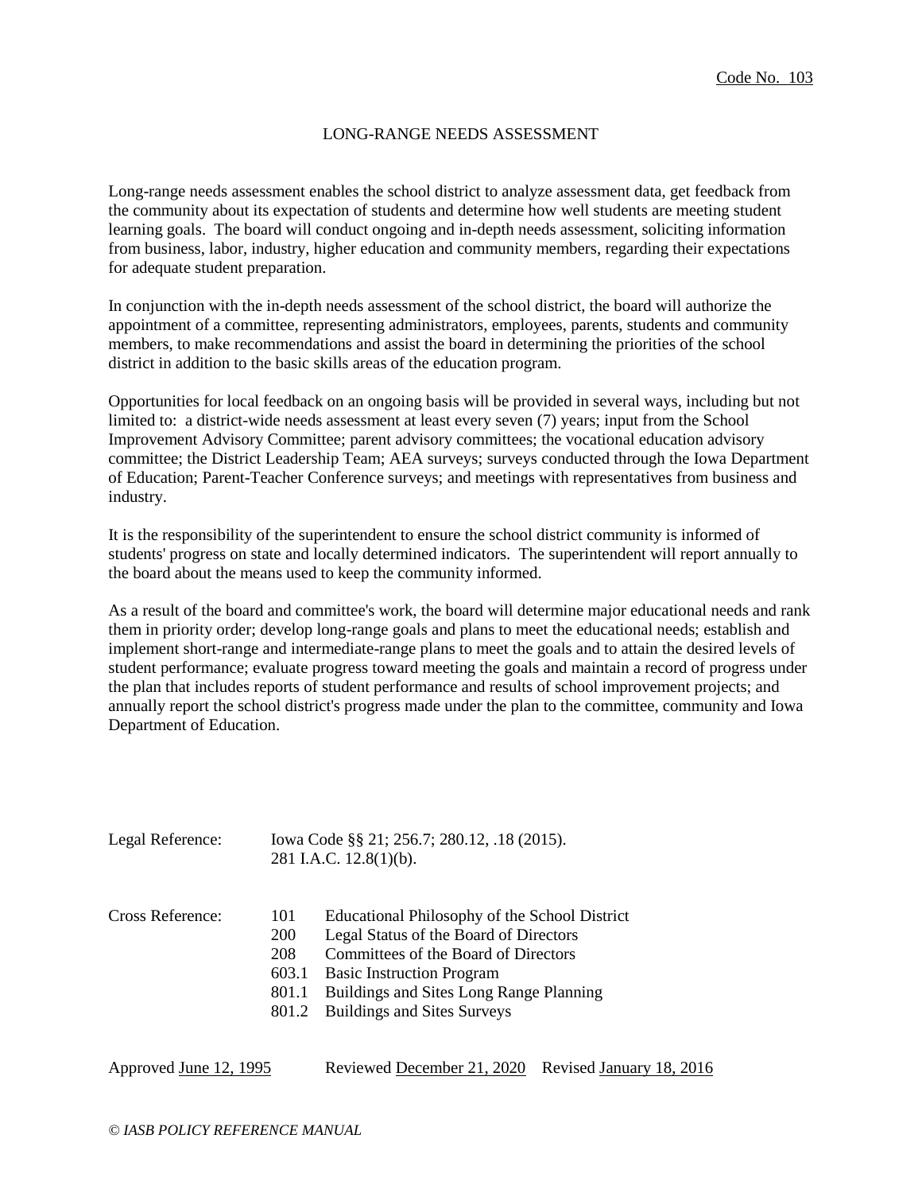Code No. 103

# LONG-RANGE NEEDS ASSESSMENT

Long-range needs assessment enables the school district to analyze assessment data, get feedback from the community about its expectation of students and determine how well students are meeting student learning goals. The board will conduct ongoing and in-depth needs assessment, soliciting information from business, labor, industry, higher education and community members, regarding their expectations for adequate student preparation.

In conjunction with the in-depth needs assessment of the school district, the board will authorize the appointment of a committee, representing administrators, employees, parents, students and community members, to make recommendations and assist the board in determining the priorities of the school district in addition to the basic skills areas of the education program.

Opportunities for local feedback on an ongoing basis will be provided in several ways, including but not limited to: a district-wide needs assessment at least every seven (7) years; input from the School Improvement Advisory Committee; parent advisory committees; the vocational education advisory committee; the District Leadership Team; AEA surveys; surveys conducted through the Iowa Department of Education; Parent-Teacher Conference surveys; and meetings with representatives from business and industry.

It is the responsibility of the superintendent to ensure the school district community is informed of students' progress on state and locally determined indicators. The superintendent will report annually to the board about the means used to keep the community informed.

As a result of the board and committee's work, the board will determine major educational needs and rank them in priority order; develop long-range goals and plans to meet the educational needs; establish and implement short-range and intermediate-range plans to meet the goals and to attain the desired levels of student performance; evaluate progress toward meeting the goals and maintain a record of progress under the plan that includes reports of student performance and results of school improvement projects; and annually report the school district's progress made under the plan to the committee, community and Iowa Department of Education.

Legal Reference: Iowa Code §§ 21; 256.7; 280.12, .18 (2015).
281 I.A.C. 12.8(1)(b).

Cross Reference:
- 101 Educational Philosophy of the School District
- 200 Legal Status of the Board of Directors
- 208 Committees of the Board of Directors
- 603.1 Basic Instruction Program
- 801.1 Buildings and Sites Long Range Planning
- 801.2 Buildings and Sites Surveys

Approved June 12, 1995 Reviewed December 21, 2020 Revised January 18, 2016

*© IASB POLICY REFERENCE MANUAL*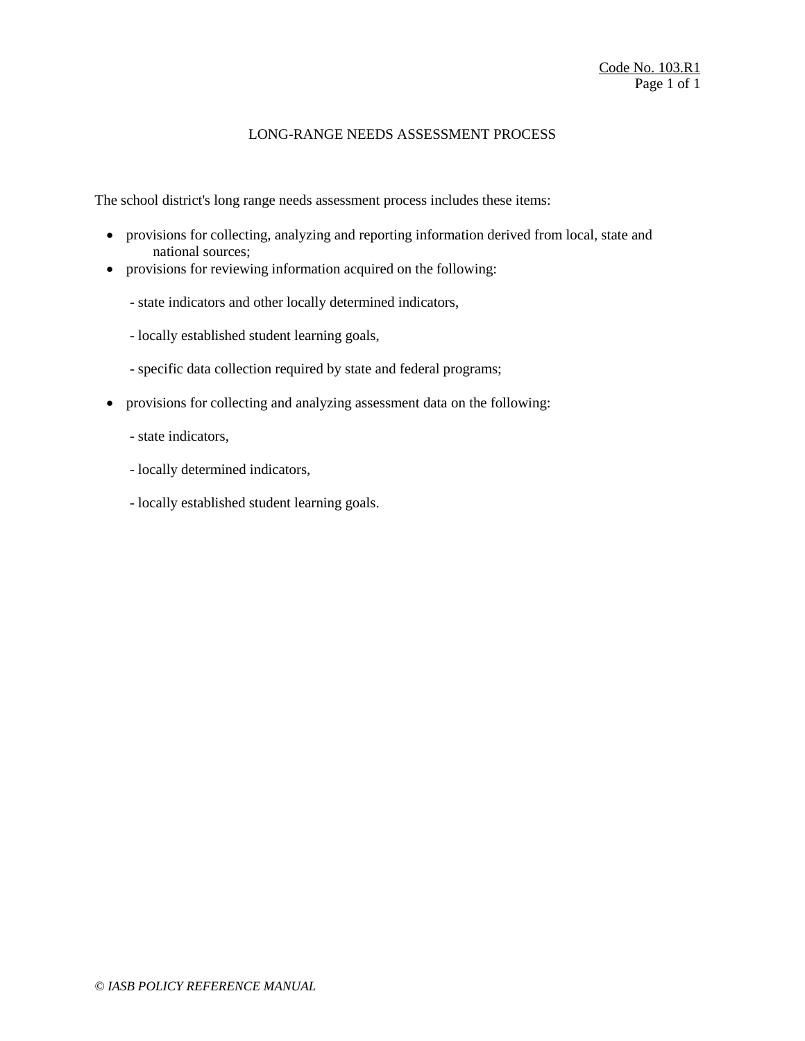Code No. 103.R1

# LONG-RANGE NEEDS ASSESSMENT PROCESS

The school district's long range needs assessment process includes these items:

- provisions for collecting, analyzing and reporting information derived from local, state and national sources;
- provisions for reviewing information acquired on the following:

  - state indicators and other locally determined indicators,
  - locally established student learning goals,
  - specific data collection required by state and federal programs;

- provisions for collecting and analyzing assessment data on the following:

  - state indicators,
  - locally determined indicators,
  - locally established student learning goals.

*© IASB POLICY REFERENCE MANUAL*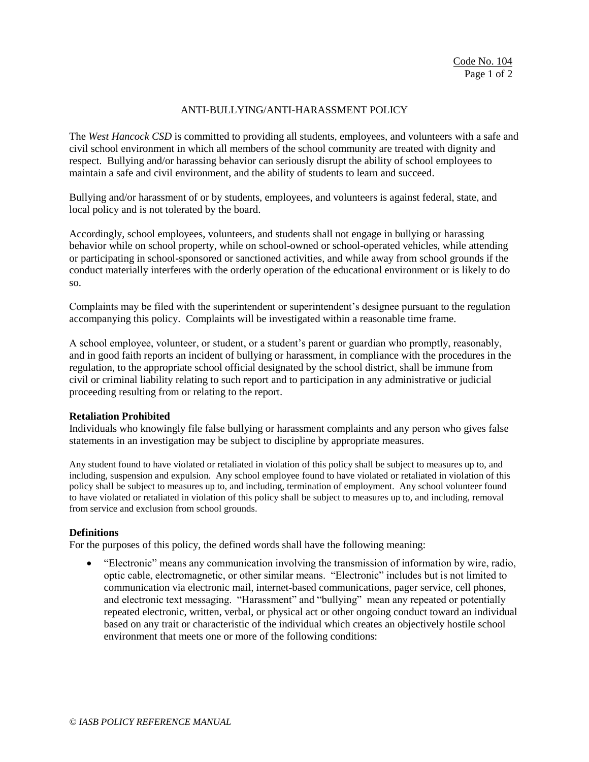Code No. 104

# ANTI-BULLYING/ANTI-HARASSMENT POLICY

The *West Hancock CSD* is committed to providing all students, employees, and volunteers with a safe and civil school environment in which all members of the school community are treated with dignity and respect. Bullying and/or harassing behavior can seriously disrupt the ability of school employees to maintain a safe and civil environment, and the ability of students to learn and succeed.

Bullying and/or harassment of or by students, employees, and volunteers is against federal, state, and local policy and is not tolerated by the board.

Accordingly, school employees, volunteers, and students shall not engage in bullying or harassing behavior while on school property, while on school-owned or school-operated vehicles, while attending or participating in school-sponsored or sanctioned activities, and while away from school grounds if the conduct materially interferes with the orderly operation of the educational environment or is likely to do so.

Complaints may be filed with the superintendent or superintendent's designee pursuant to the regulation accompanying this policy. Complaints will be investigated within a reasonable time frame.

A school employee, volunteer, or student, or a student's parent or guardian who promptly, reasonably, and in good faith reports an incident of bullying or harassment, in compliance with the procedures in the regulation, to the appropriate school official designated by the school district, shall be immune from civil or criminal liability relating to such report and to participation in any administrative or judicial proceeding resulting from or relating to the report.

**Retaliation Prohibited**

Individuals who knowingly file false bullying or harassment complaints and any person who gives false statements in an investigation may be subject to discipline by appropriate measures.

Any student found to have violated or retaliated in violation of this policy shall be subject to measures up to, and including, suspension and expulsion. Any school employee found to have violated or retaliated in violation of this policy shall be subject to measures up to, and including, termination of employment. Any school volunteer found to have violated or retaliated in violation of this policy shall be subject to measures up to, and including, removal from service and exclusion from school grounds.

**Definitions**

For the purposes of this policy, the defined words shall have the following meaning:

- "Electronic" means any communication involving the transmission of information by wire, radio, optic cable, electromagnetic, or other similar means. "Electronic" includes but is not limited to communication via electronic mail, internet-based communications, pager service, cell phones, and electronic text messaging. "Harassment" and "bullying" mean any repeated or potentially repeated electronic, written, verbal, or physical act or other ongoing conduct toward an individual based on any trait or characteristic of the individual which creates an objectively hostile school environment that meets one or more of the following conditions:

*© IASB POLICY REFERENCE MANUAL*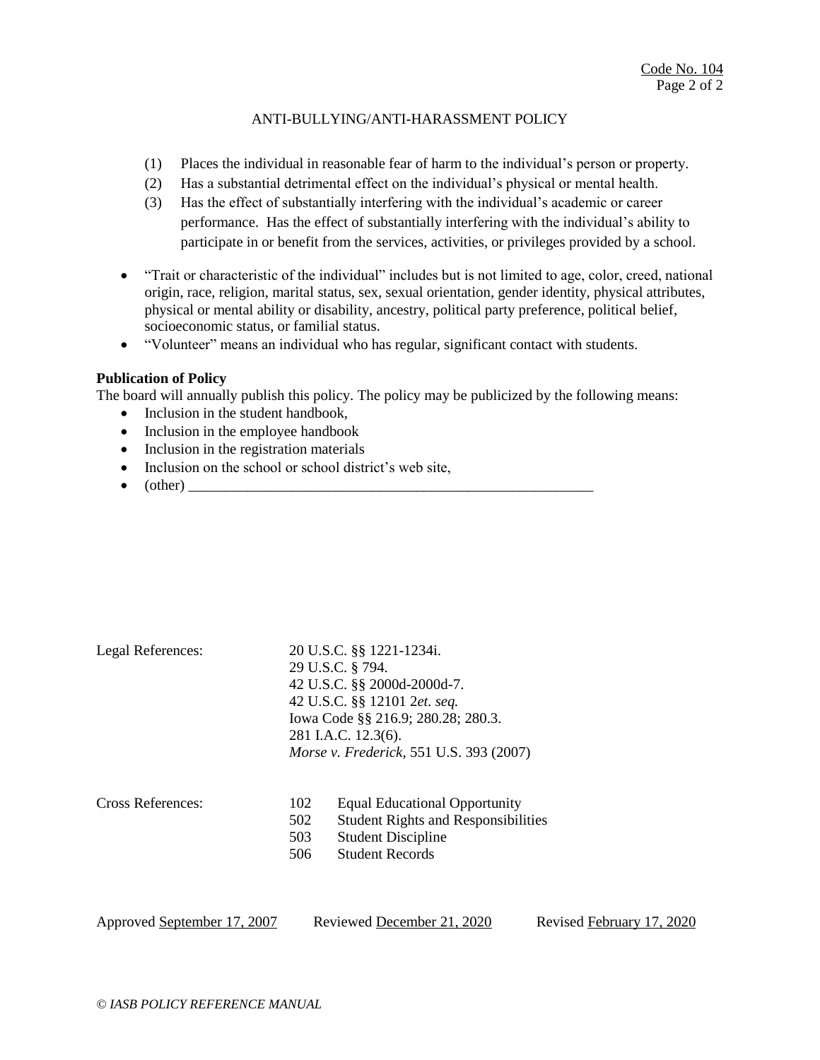ANTI-BULLYING/ANTI-HARASSMENT POLICY

(1) Places the individual in reasonable fear of harm to the individual's person or property.
(2) Has a substantial detrimental effect on the individual's physical or mental health.
(3) Has the effect of substantially interfering with the individual's academic or career performance. Has the effect of substantially interfering with the individual's ability to participate in or benefit from the services, activities, or privileges provided by a school.

- "Trait or characteristic of the individual" includes but is not limited to age, color, creed, national origin, race, religion, marital status, sex, sexual orientation, gender identity, physical attributes, physical or mental ability or disability, ancestry, political party preference, political belief, socioeconomic status, or familial status.
- "Volunteer" means an individual who has regular, significant contact with students.

**Publication of Policy**
The board will annually publish this policy. The policy may be publicized by the following means:

- Inclusion in the student handbook,
- Inclusion in the employee handbook
- Inclusion in the registration materials
- Inclusion on the school or school district's web site,
- (other) ________________________________________________________

Legal References:
20 U.S.C. §§ 1221-1234i.
29 U.S.C. § 794.
42 U.S.C. §§ 2000d-2000d-7.
42 U.S.C. §§ 12101 2*et. seq.*
Iowa Code §§ 216.9; 280.28; 280.3.
281 I.A.C. 12.3(6).
*Morse v. Frederick*, 551 U.S. 393 (2007)

Cross References:
102 Equal Educational Opportunity
502 Student Rights and Responsibilities
503 Student Discipline
506 Student Records

Approved September 17, 2007 Reviewed December 21, 2020 Revised February 17, 2020

© *IASB POLICY REFERENCE MANUAL*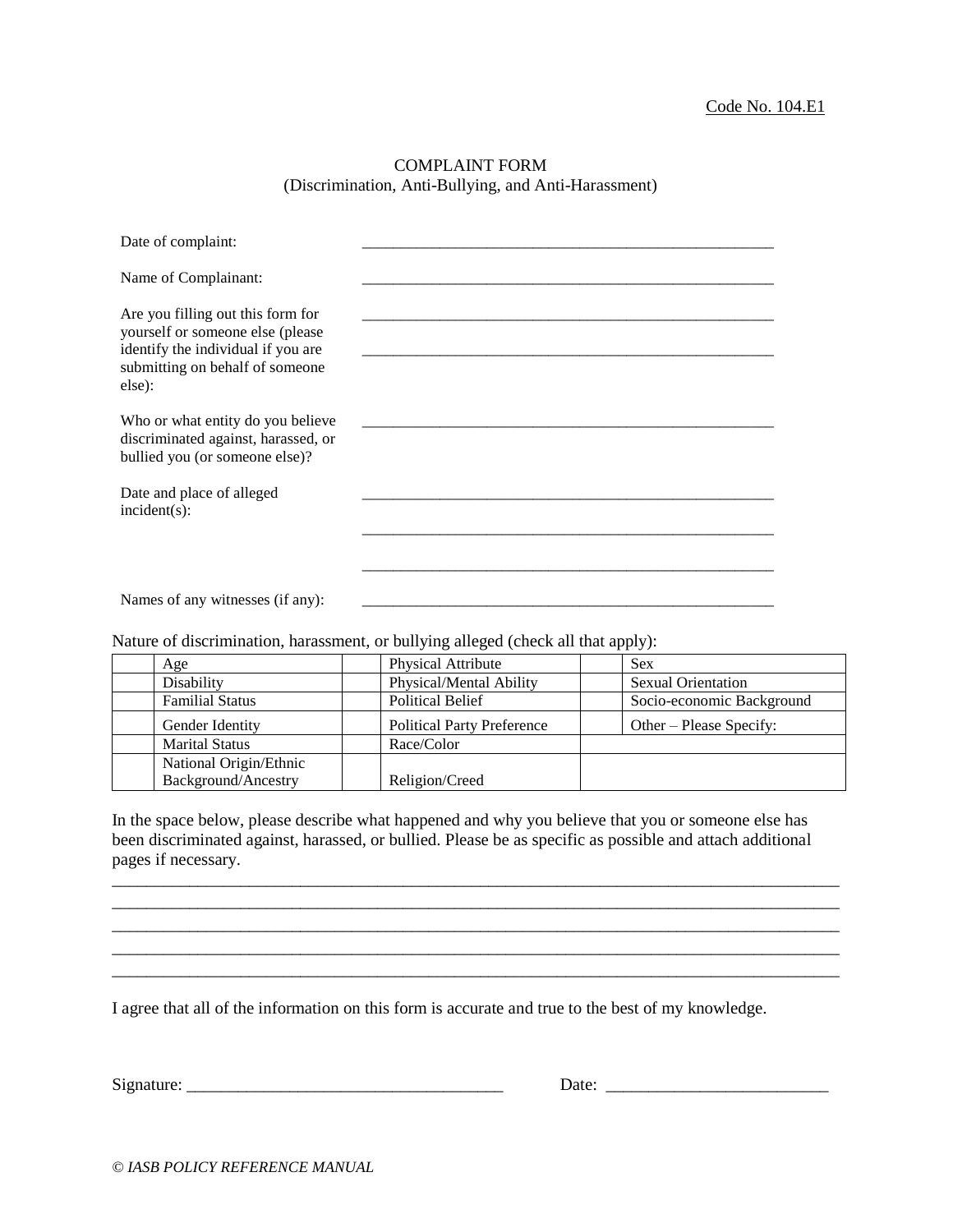Code No. 104.E1

# COMPLAINT FORM
## (Discrimination, Anti-Bullying, and Anti-Harassment)

Date of complaint: ____________________________________________________

Name of Complainant: ____________________________________________________

Are you filling out this form for yourself or someone else (please identify the individual if you are submitting on behalf of someone else): ____________________________________________________
____________________________________________________

Who or what entity do you believe discriminated against, harassed, or bullied you (or someone else)? ____________________________________________________

Date and place of alleged incident(s): ____________________________________________________
____________________________________________________
____________________________________________________

Names of any witnesses (if any): ____________________________________________________

Nature of discrimination, harassment, or bullying alleged (check all that apply):

| | | | | | |
|---|---|---|---|---|---|
| | Age | | Physical Attribute | | Sex |
| | Disability | | Physical/Mental Ability | | Sexual Orientation |
| | Familial Status | | Political Belief | | Socio-economic Background |
| | Gender Identity | | Political Party Preference | | Other – Please Specify: |
| | Marital Status | | Race/Color | | |
| | National Origin/Ethnic Background/Ancestry | | Religion/Creed | | |

In the space below, please describe what happened and why you believe that you or someone else has been discriminated against, harassed, or bullied. Please be as specific as possible and attach additional pages if necessary.

________________________________________________________________________________________
________________________________________________________________________________________
________________________________________________________________________________________
________________________________________________________________________________________
________________________________________________________________________________________

I agree that all of the information on this form is accurate and true to the best of my knowledge.

Signature: ____________________________________ Date: _________________________

*© IASB POLICY REFERENCE MANUAL*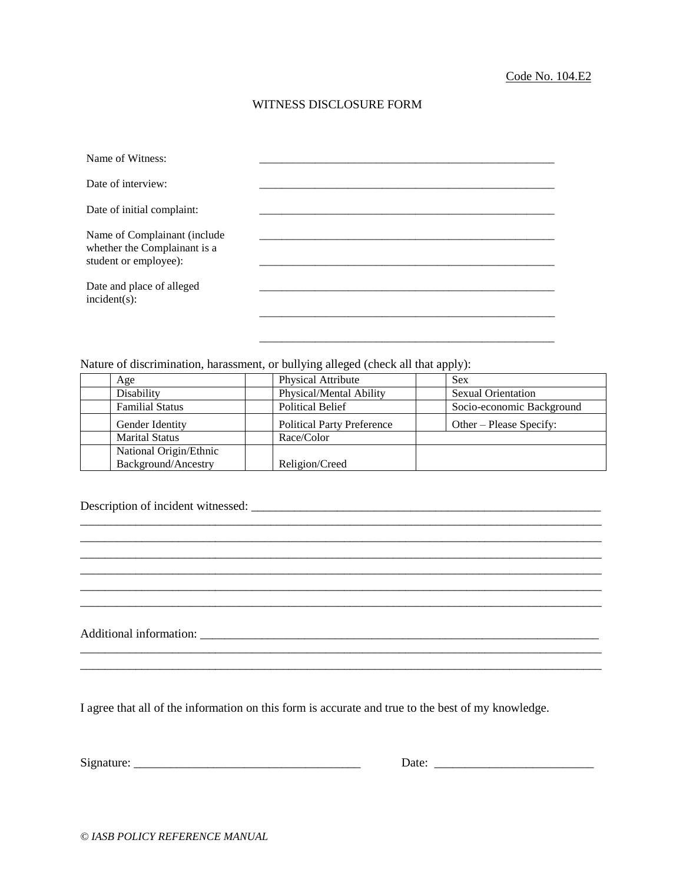Code No. 104.E2

# WITNESS DISCLOSURE FORM

Name of Witness: ______________________________________________

Date of interview: ______________________________________________

Date of initial complaint: ______________________________________________

Name of Complainant (include whether the Complainant is a student or employee): ______________________________________________

______________________________________________

Date and place of alleged incident(s): ______________________________________________

______________________________________________

______________________________________________

Nature of discrimination, harassment, or bullying alleged (check all that apply):

| | | | | | |
|---|---|---|---|---|---|
| | Age | | Physical Attribute | | Sex |
| | Disability | | Physical/Mental Ability | | Sexual Orientation |
| | Familial Status | | Political Belief | | Socio-economic Background |
| | Gender Identity | | Political Party Preference | | Other – Please Specify: |
| | Marital Status | | Race/Color | | |
| | National Origin/Ethnic Background/Ancestry | | Religion/Creed | | |

Description of incident witnessed: ______________________________________________
______________________________________________________________________________
______________________________________________________________________________
______________________________________________________________________________
______________________________________________________________________________
______________________________________________________________________________
______________________________________________________________________________

Additional information: ______________________________________________
______________________________________________________________________________
______________________________________________________________________________

I agree that all of the information on this form is accurate and true to the best of my knowledge.

Signature: ____________________________________ Date: _________________________

*© IASB POLICY REFERENCE MANUAL*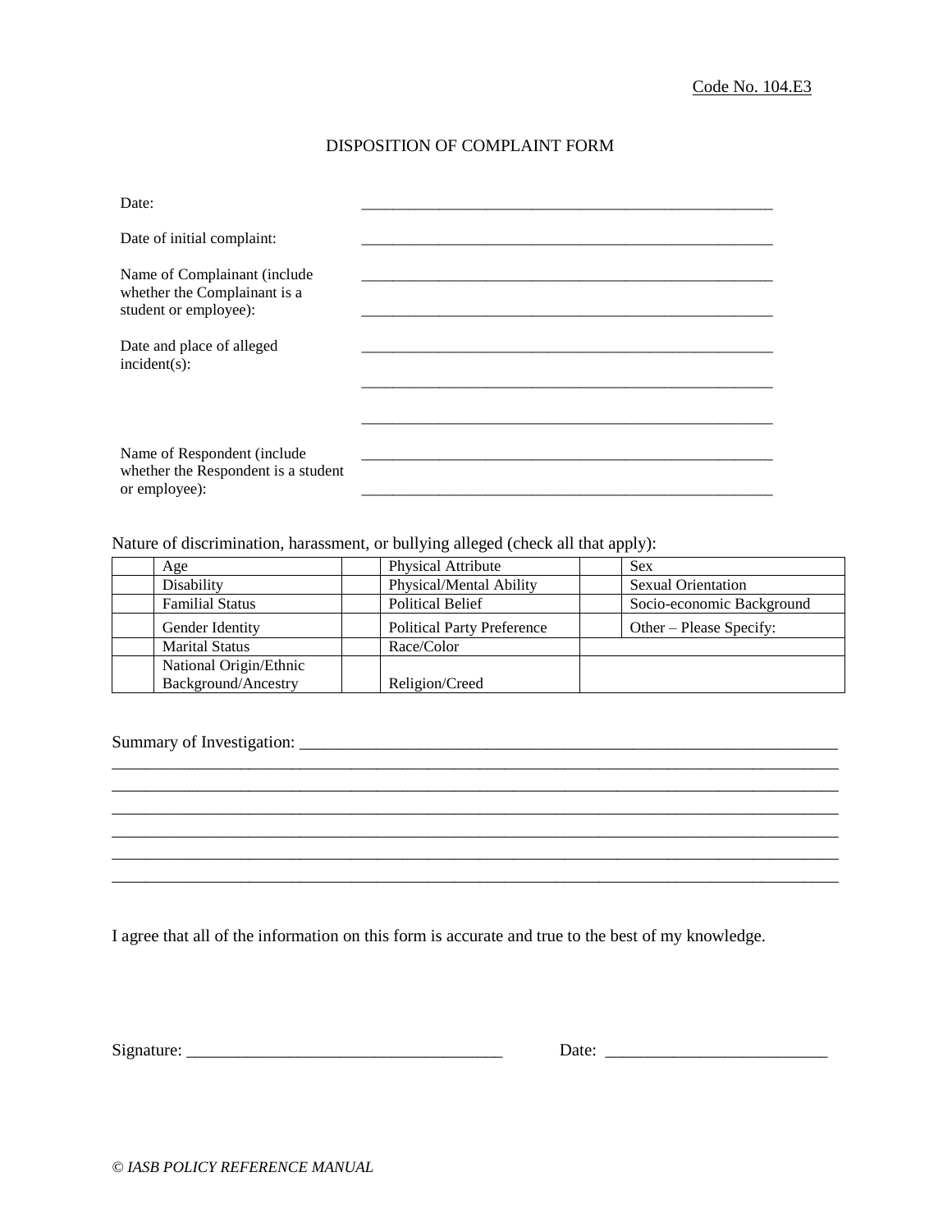Code No. 104.E3

# DISPOSITION OF COMPLAINT FORM

Date: \_\_\_\_\_\_\_\_\_\_\_\_\_\_\_\_\_\_\_\_\_\_\_\_\_\_\_\_\_\_\_\_\_\_\_\_\_\_\_\_\_\_\_\_\_\_\_\_\_\_\_\_\_

Date of initial complaint: \_\_\_\_\_\_\_\_\_\_\_\_\_\_\_\_\_\_\_\_\_\_\_\_\_\_\_\_\_\_\_\_\_\_\_\_\_\_\_\_\_\_\_\_\_\_\_\_\_\_\_\_\_

Name of Complainant (include whether the Complainant is a student or employee): \_\_\_\_\_\_\_\_\_\_\_\_\_\_\_\_\_\_\_\_\_\_\_\_\_\_\_\_\_\_\_\_\_\_\_\_\_\_\_\_\_\_\_\_\_\_\_\_\_\_\_\_\_
\_\_\_\_\_\_\_\_\_\_\_\_\_\_\_\_\_\_\_\_\_\_\_\_\_\_\_\_\_\_\_\_\_\_\_\_\_\_\_\_\_\_\_\_\_\_\_\_\_\_\_\_\_

Date and place of alleged incident(s): \_\_\_\_\_\_\_\_\_\_\_\_\_\_\_\_\_\_\_\_\_\_\_\_\_\_\_\_\_\_\_\_\_\_\_\_\_\_\_\_\_\_\_\_\_\_\_\_\_\_\_\_\_
\_\_\_\_\_\_\_\_\_\_\_\_\_\_\_\_\_\_\_\_\_\_\_\_\_\_\_\_\_\_\_\_\_\_\_\_\_\_\_\_\_\_\_\_\_\_\_\_\_\_\_\_\_
\_\_\_\_\_\_\_\_\_\_\_\_\_\_\_\_\_\_\_\_\_\_\_\_\_\_\_\_\_\_\_\_\_\_\_\_\_\_\_\_\_\_\_\_\_\_\_\_\_\_\_\_\_

Name of Respondent (include whether the Respondent is a student or employee): \_\_\_\_\_\_\_\_\_\_\_\_\_\_\_\_\_\_\_\_\_\_\_\_\_\_\_\_\_\_\_\_\_\_\_\_\_\_\_\_\_\_\_\_\_\_\_\_\_\_\_\_\_
\_\_\_\_\_\_\_\_\_\_\_\_\_\_\_\_\_\_\_\_\_\_\_\_\_\_\_\_\_\_\_\_\_\_\_\_\_\_\_\_\_\_\_\_\_\_\_\_\_\_\_\_\_

Nature of discrimination, harassment, or bullying alleged (check all that apply):

| | | | | | |
|---|---|---|---|---|---|
| | Age | | Physical Attribute | | Sex |
| | Disability | | Physical/Mental Ability | | Sexual Orientation |
| | Familial Status | | Political Belief | | Socio-economic Background |
| | Gender Identity | | Political Party Preference | | Other – Please Specify: |
| | Marital Status | | Race/Color | | |
| | National Origin/Ethnic Background/Ancestry | | Religion/Creed | | |

Summary of Investigation: \_\_\_\_\_\_\_\_\_\_\_\_\_\_\_\_\_\_\_\_\_\_\_\_\_\_\_\_\_\_\_\_\_\_\_\_\_\_\_\_\_\_\_\_\_\_\_\_\_\_\_\_\_\_\_\_\_\_\_\_\_\_\_
\_\_\_\_\_\_\_\_\_\_\_\_\_\_\_\_\_\_\_\_\_\_\_\_\_\_\_\_\_\_\_\_\_\_\_\_\_\_\_\_\_\_\_\_\_\_\_\_\_\_\_\_\_\_\_\_\_\_\_\_\_\_\_\_\_\_\_\_\_\_\_\_\_\_\_\_\_\_\_\_\_\_\_
\_\_\_\_\_\_\_\_\_\_\_\_\_\_\_\_\_\_\_\_\_\_\_\_\_\_\_\_\_\_\_\_\_\_\_\_\_\_\_\_\_\_\_\_\_\_\_\_\_\_\_\_\_\_\_\_\_\_\_\_\_\_\_\_\_\_\_\_\_\_\_\_\_\_\_\_\_\_\_\_\_\_\_
\_\_\_\_\_\_\_\_\_\_\_\_\_\_\_\_\_\_\_\_\_\_\_\_\_\_\_\_\_\_\_\_\_\_\_\_\_\_\_\_\_\_\_\_\_\_\_\_\_\_\_\_\_\_\_\_\_\_\_\_\_\_\_\_\_\_\_\_\_\_\_\_\_\_\_\_\_\_\_\_\_\_\_
\_\_\_\_\_\_\_\_\_\_\_\_\_\_\_\_\_\_\_\_\_\_\_\_\_\_\_\_\_\_\_\_\_\_\_\_\_\_\_\_\_\_\_\_\_\_\_\_\_\_\_\_\_\_\_\_\_\_\_\_\_\_\_\_\_\_\_\_\_\_\_\_\_\_\_\_\_\_\_\_\_\_\_
\_\_\_\_\_\_\_\_\_\_\_\_\_\_\_\_\_\_\_\_\_\_\_\_\_\_\_\_\_\_\_\_\_\_\_\_\_\_\_\_\_\_\_\_\_\_\_\_\_\_\_\_\_\_\_\_\_\_\_\_\_\_\_\_\_\_\_\_\_\_\_\_\_\_\_\_\_\_\_\_\_\_\_
\_\_\_\_\_\_\_\_\_\_\_\_\_\_\_\_\_\_\_\_\_\_\_\_\_\_\_\_\_\_\_\_\_\_\_\_\_\_\_\_\_\_\_\_\_\_\_\_\_\_\_\_\_\_\_\_\_\_\_\_\_\_\_\_\_\_\_\_\_\_\_\_\_\_\_\_\_\_\_\_\_\_\_

I agree that all of the information on this form is accurate and true to the best of my knowledge.

Signature: \_\_\_\_\_\_\_\_\_\_\_\_\_\_\_\_\_\_\_\_\_\_\_\_\_\_\_\_\_\_\_\_\_\_\_\_\_\_ Date: \_\_\_\_\_\_\_\_\_\_\_\_\_\_\_\_\_\_\_\_\_\_\_\_\_\_

*© IASB POLICY REFERENCE MANUAL*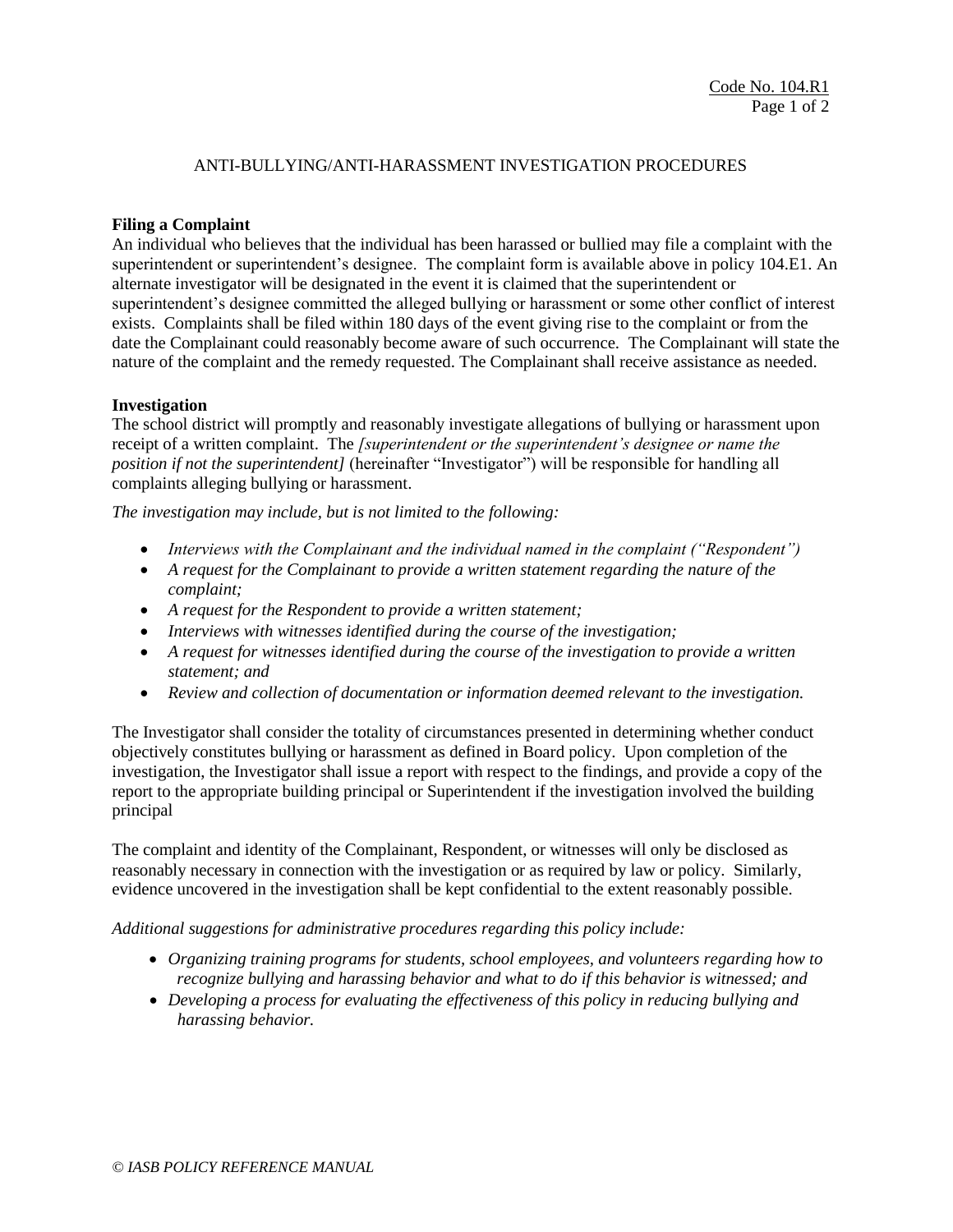Code No. 104.R1

# ANTI-BULLYING/ANTI-HARASSMENT INVESTIGATION PROCEDURES

**Filing a Complaint**

An individual who believes that the individual has been harassed or bullied may file a complaint with the superintendent or superintendent's designee. The complaint form is available above in policy 104.E1. An alternate investigator will be designated in the event it is claimed that the superintendent or superintendent's designee committed the alleged bullying or harassment or some other conflict of interest exists. Complaints shall be filed within 180 days of the event giving rise to the complaint or from the date the Complainant could reasonably become aware of such occurrence. The Complainant will state the nature of the complaint and the remedy requested. The Complainant shall receive assistance as needed.

**Investigation**

The school district will promptly and reasonably investigate allegations of bullying or harassment upon receipt of a written complaint. The *[superintendent or the superintendent's designee or name the position if not the superintendent]* (hereinafter "Investigator") will be responsible for handling all complaints alleging bullying or harassment.

*The investigation may include, but is not limited to the following:*

- *Interviews with the Complainant and the individual named in the complaint ("Respondent")*
- *A request for the Complainant to provide a written statement regarding the nature of the complaint;*
- *A request for the Respondent to provide a written statement;*
- *Interviews with witnesses identified during the course of the investigation;*
- *A request for witnesses identified during the course of the investigation to provide a written statement; and*
- *Review and collection of documentation or information deemed relevant to the investigation.*

The Investigator shall consider the totality of circumstances presented in determining whether conduct objectively constitutes bullying or harassment as defined in Board policy. Upon completion of the investigation, the Investigator shall issue a report with respect to the findings, and provide a copy of the report to the appropriate building principal or Superintendent if the investigation involved the building principal

The complaint and identity of the Complainant, Respondent, or witnesses will only be disclosed as reasonably necessary in connection with the investigation or as required by law or policy. Similarly, evidence uncovered in the investigation shall be kept confidential to the extent reasonably possible.

*Additional suggestions for administrative procedures regarding this policy include:*

- *Organizing training programs for students, school employees, and volunteers regarding how to recognize bullying and harassing behavior and what to do if this behavior is witnessed; and*
- *Developing a process for evaluating the effectiveness of this policy in reducing bullying and harassing behavior.*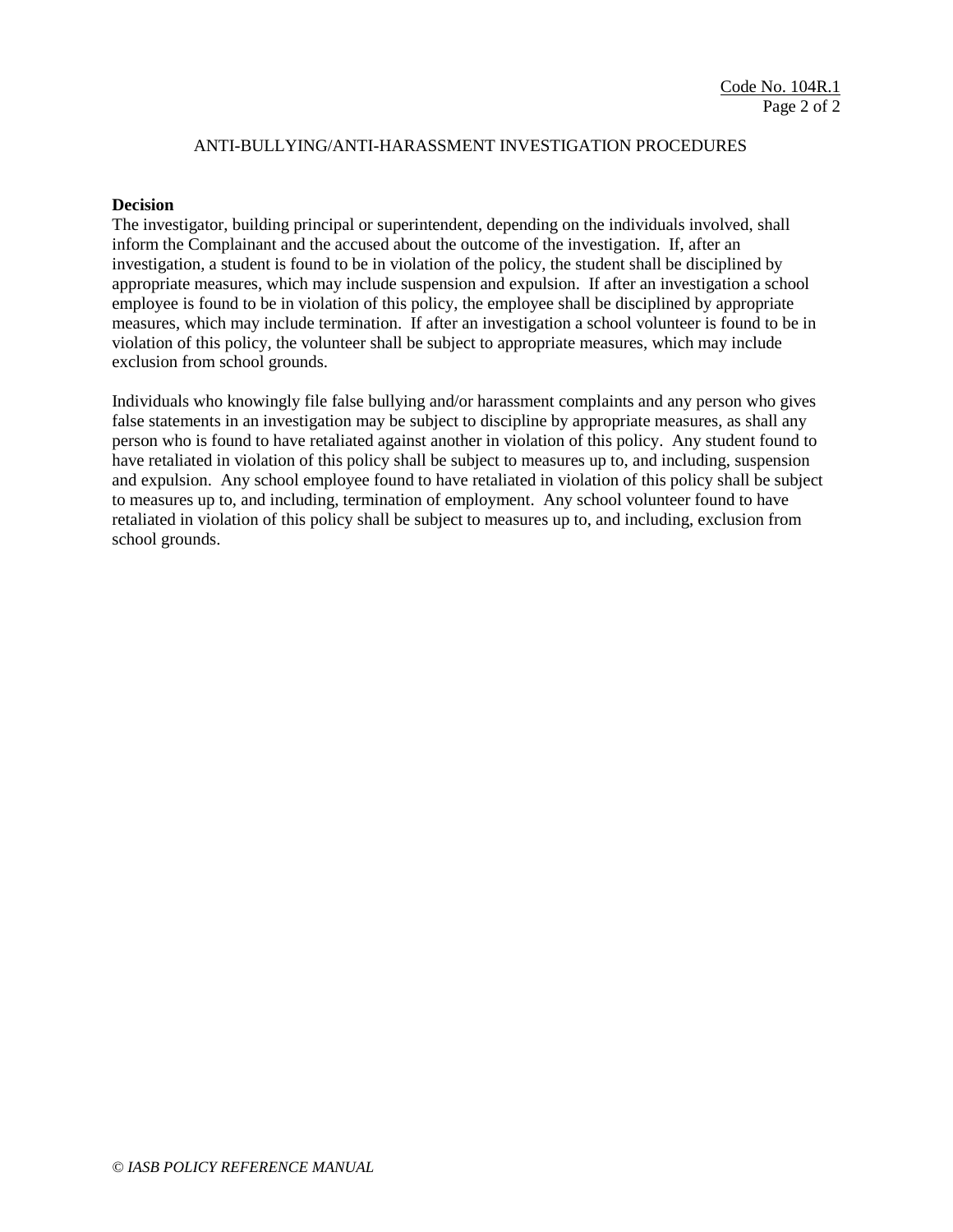ANTI-BULLYING/ANTI-HARASSMENT INVESTIGATION PROCEDURES

**Decision**

The investigator, building principal or superintendent, depending on the individuals involved, shall inform the Complainant and the accused about the outcome of the investigation. If, after an investigation, a student is found to be in violation of the policy, the student shall be disciplined by appropriate measures, which may include suspension and expulsion. If after an investigation a school employee is found to be in violation of this policy, the employee shall be disciplined by appropriate measures, which may include termination. If after an investigation a school volunteer is found to be in violation of this policy, the volunteer shall be subject to appropriate measures, which may include exclusion from school grounds.

Individuals who knowingly file false bullying and/or harassment complaints and any person who gives false statements in an investigation may be subject to discipline by appropriate measures, as shall any person who is found to have retaliated against another in violation of this policy. Any student found to have retaliated in violation of this policy shall be subject to measures up to, and including, suspension and expulsion. Any school employee found to have retaliated in violation of this policy shall be subject to measures up to, and including, termination of employment. Any school volunteer found to have retaliated in violation of this policy shall be subject to measures up to, and including, exclusion from school grounds.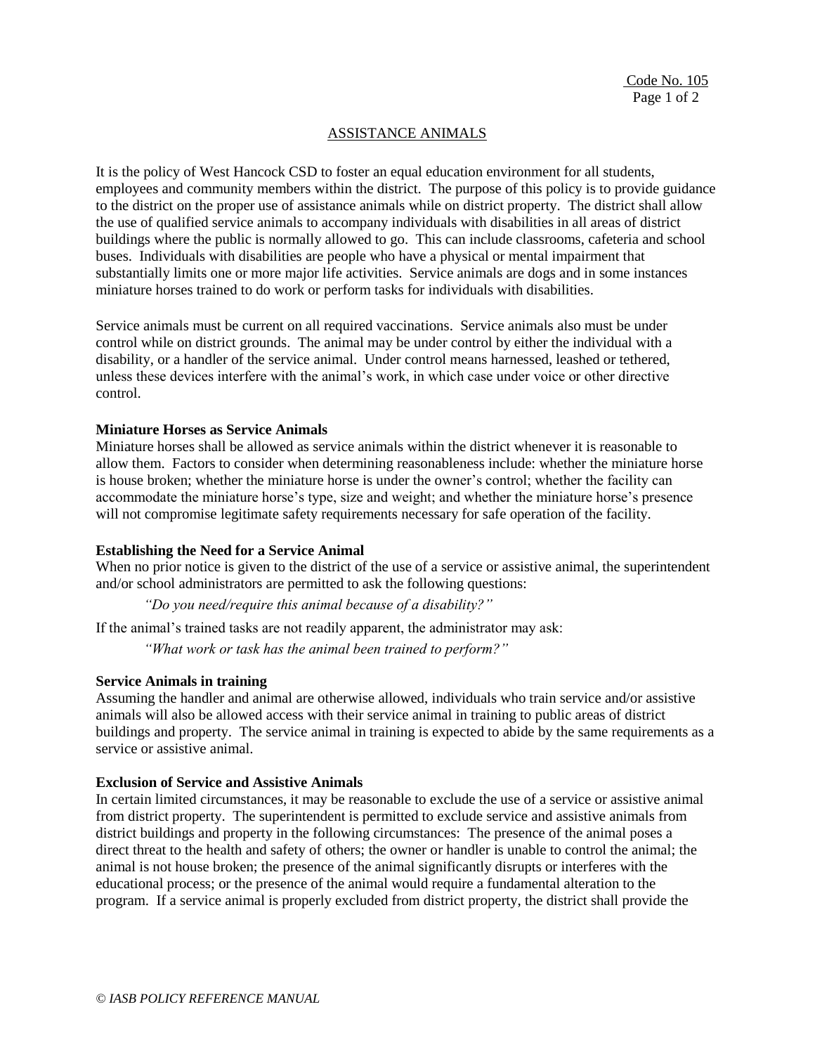Code No. 105

# ASSISTANCE ANIMALS

It is the policy of West Hancock CSD to foster an equal education environment for all students, employees and community members within the district. The purpose of this policy is to provide guidance to the district on the proper use of assistance animals while on district property. The district shall allow the use of qualified service animals to accompany individuals with disabilities in all areas of district buildings where the public is normally allowed to go. This can include classrooms, cafeteria and school buses. Individuals with disabilities are people who have a physical or mental impairment that substantially limits one or more major life activities. Service animals are dogs and in some instances miniature horses trained to do work or perform tasks for individuals with disabilities.

Service animals must be current on all required vaccinations. Service animals also must be under control while on district grounds. The animal may be under control by either the individual with a disability, or a handler of the service animal. Under control means harnessed, leashed or tethered, unless these devices interfere with the animal's work, in which case under voice or other directive control.

**Miniature Horses as Service Animals**

Miniature horses shall be allowed as service animals within the district whenever it is reasonable to allow them. Factors to consider when determining reasonableness include: whether the miniature horse is house broken; whether the miniature horse is under the owner's control; whether the facility can accommodate the miniature horse's type, size and weight; and whether the miniature horse's presence will not compromise legitimate safety requirements necessary for safe operation of the facility.

**Establishing the Need for a Service Animal**

When no prior notice is given to the district of the use of a service or assistive animal, the superintendent and/or school administrators are permitted to ask the following questions:

> *"Do you need/require this animal because of a disability?"*

If the animal's trained tasks are not readily apparent, the administrator may ask:

> *"What work or task has the animal been trained to perform?"*

**Service Animals in training**

Assuming the handler and animal are otherwise allowed, individuals who train service and/or assistive animals will also be allowed access with their service animal in training to public areas of district buildings and property. The service animal in training is expected to abide by the same requirements as a service or assistive animal.

**Exclusion of Service and Assistive Animals**

In certain limited circumstances, it may be reasonable to exclude the use of a service or assistive animal from district property. The superintendent is permitted to exclude service and assistive animals from district buildings and property in the following circumstances: The presence of the animal poses a direct threat to the health and safety of others; the owner or handler is unable to control the animal; the animal is not house broken; the presence of the animal significantly disrupts or interferes with the educational process; or the presence of the animal would require a fundamental alteration to the program. If a service animal is properly excluded from district property, the district shall provide the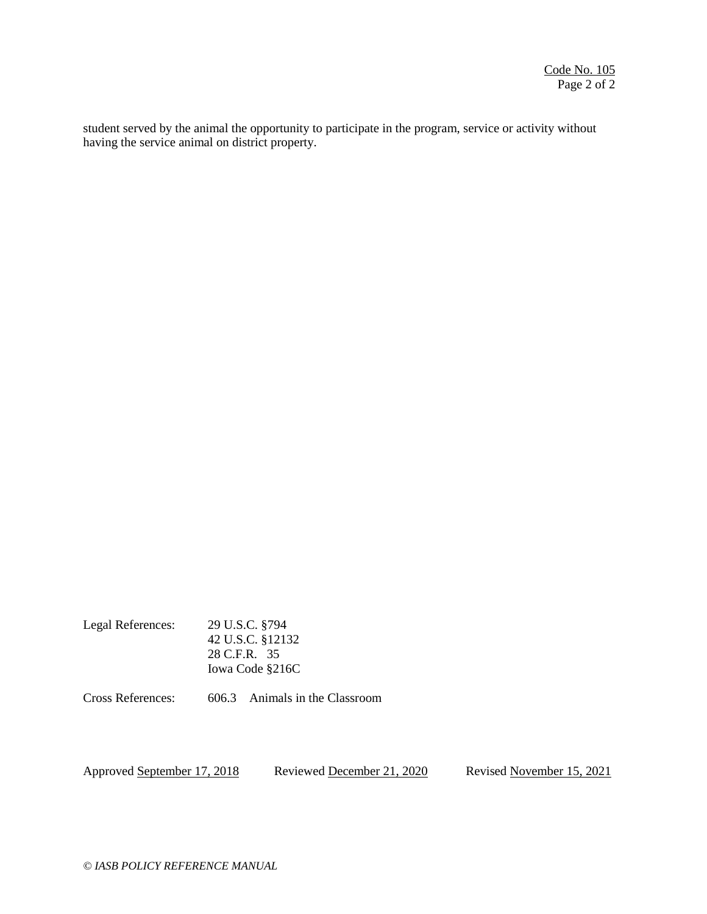student served by the animal the opportunity to participate in the program, service or activity without having the service animal on district property.

Legal References: 29 U.S.C. §794
42 U.S.C. §12132
28 C.F.R. 35
Iowa Code §216C

Cross References: 606.3 Animals in the Classroom

Approved September 17, 2018 Reviewed December 21, 2020 Revised November 15, 2021

*© IASB POLICY REFERENCE MANUAL*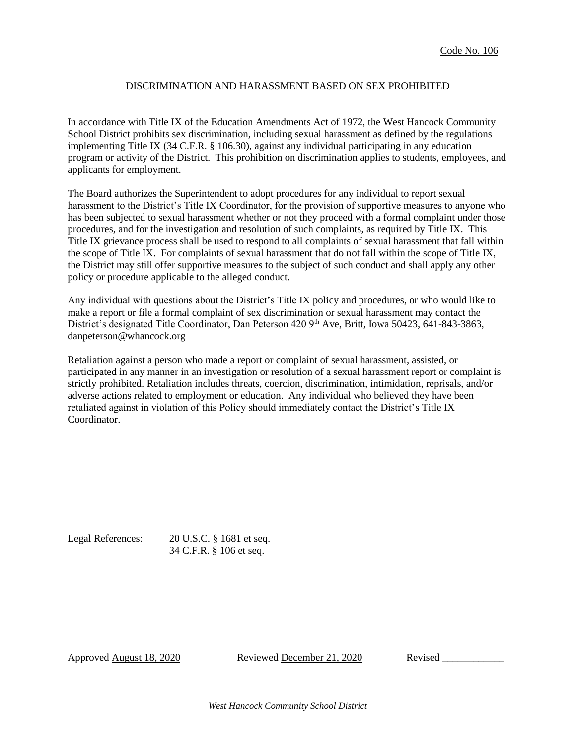Code No. 106

# DISCRIMINATION AND HARASSMENT BASED ON SEX PROHIBITED

In accordance with Title IX of the Education Amendments Act of 1972, the West Hancock Community School District prohibits sex discrimination, including sexual harassment as defined by the regulations implementing Title IX (34 C.F.R. § 106.30), against any individual participating in any education program or activity of the District. This prohibition on discrimination applies to students, employees, and applicants for employment.

The Board authorizes the Superintendent to adopt procedures for any individual to report sexual harassment to the District's Title IX Coordinator, for the provision of supportive measures to anyone who has been subjected to sexual harassment whether or not they proceed with a formal complaint under those procedures, and for the investigation and resolution of such complaints, as required by Title IX. This Title IX grievance process shall be used to respond to all complaints of sexual harassment that fall within the scope of Title IX. For complaints of sexual harassment that do not fall within the scope of Title IX, the District may still offer supportive measures to the subject of such conduct and shall apply any other policy or procedure applicable to the alleged conduct.

Any individual with questions about the District's Title IX policy and procedures, or who would like to make a report or file a formal complaint of sex discrimination or sexual harassment may contact the District's designated Title Coordinator, Dan Peterson 420 9th Ave, Britt, Iowa 50423, 641-843-3863, danpeterson@whancock.org

Retaliation against a person who made a report or complaint of sexual harassment, assisted, or participated in any manner in an investigation or resolution of a sexual harassment report or complaint is strictly prohibited. Retaliation includes threats, coercion, discrimination, intimidation, reprisals, and/or adverse actions related to employment or education. Any individual who believed they have been retaliated against in violation of this Policy should immediately contact the District's Title IX Coordinator.

Legal References: 20 U.S.C. § 1681 et seq.
34 C.F.R. § 106 et seq.

Approved August 18, 2020 Reviewed December 21, 2020 Revised ____________

*West Hancock Community School District*